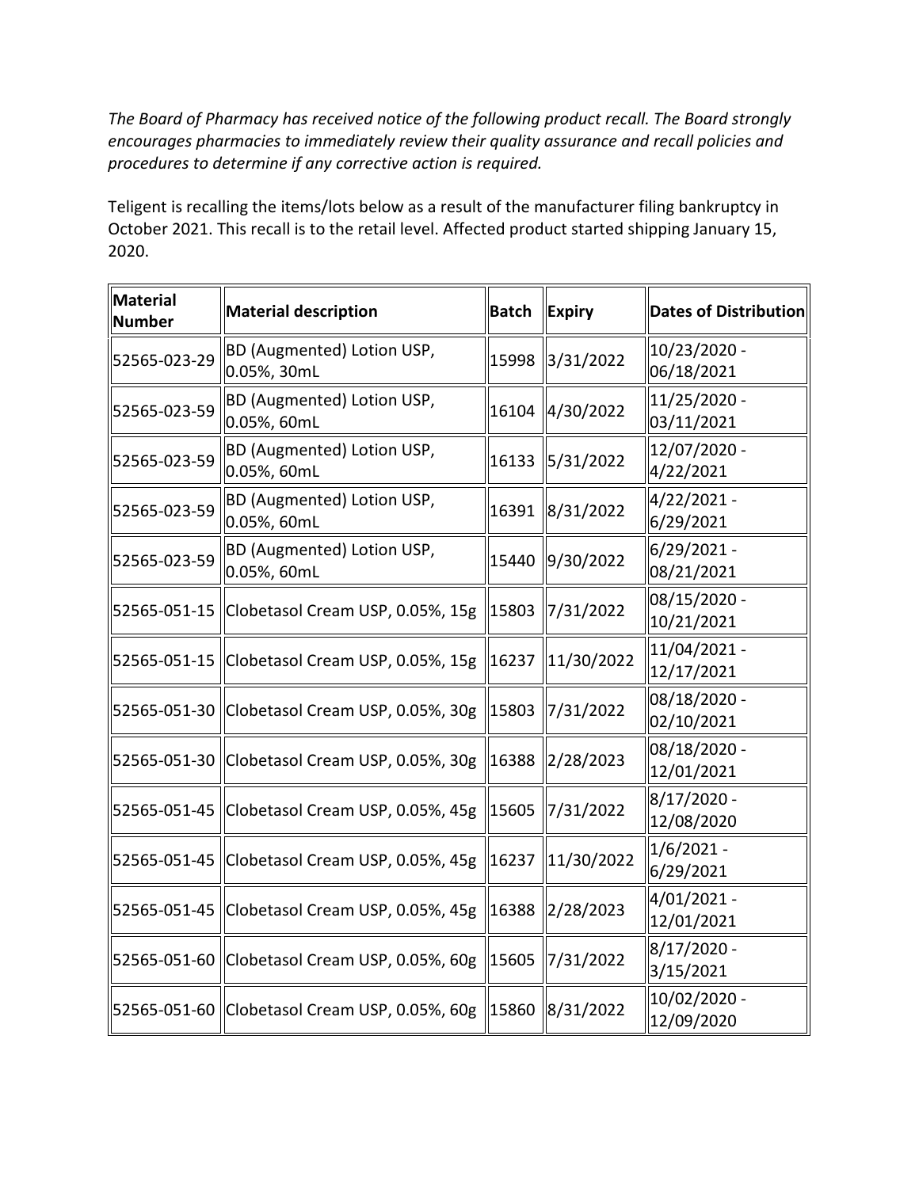*The Board of Pharmacy has received notice of the following product recall. The Board strongly encourages pharmacies to immediately review their quality assurance and recall policies and procedures to determine if any corrective action is required.*

Teligent is recalling the items/lots below as a result of the manufacturer filing bankruptcy in October 2021. This recall is to the retail level. Affected product started shipping January 15, 2020.

| Material Number | Material description | Batch | Expiry | Dates of Distribution |
|---|---|---|---|---|
| 52565-023-29 | BD (Augmented) Lotion USP, 0.05%, 30mL | 15998 | 3/31/2022 | 10/23/2020 - 06/18/2021 |
| 52565-023-59 | BD (Augmented) Lotion USP, 0.05%, 60mL | 16104 | 4/30/2022 | 11/25/2020 - 03/11/2021 |
| 52565-023-59 | BD (Augmented) Lotion USP, 0.05%, 60mL | 16133 | 5/31/2022 | 12/07/2020 - 4/22/2021 |
| 52565-023-59 | BD (Augmented) Lotion USP, 0.05%, 60mL | 16391 | 8/31/2022 | 4/22/2021 - 6/29/2021 |
| 52565-023-59 | BD (Augmented) Lotion USP, 0.05%, 60mL | 15440 | 9/30/2022 | 6/29/2021 - 08/21/2021 |
| 52565-051-15 | Clobetasol Cream USP, 0.05%, 15g | 15803 | 7/31/2022 | 08/15/2020 - 10/21/2021 |
| 52565-051-15 | Clobetasol Cream USP, 0.05%, 15g | 16237 | 11/30/2022 | 11/04/2021 - 12/17/2021 |
| 52565-051-30 | Clobetasol Cream USP, 0.05%, 30g | 15803 | 7/31/2022 | 08/18/2020 - 02/10/2021 |
| 52565-051-30 | Clobetasol Cream USP, 0.05%, 30g | 16388 | 2/28/2023 | 08/18/2020 - 12/01/2021 |
| 52565-051-45 | Clobetasol Cream USP, 0.05%, 45g | 15605 | 7/31/2022 | 8/17/2020 - 12/08/2020 |
| 52565-051-45 | Clobetasol Cream USP, 0.05%, 45g | 16237 | 11/30/2022 | 1/6/2021 - 6/29/2021 |
| 52565-051-45 | Clobetasol Cream USP, 0.05%, 45g | 16388 | 2/28/2023 | 4/01/2021 - 12/01/2021 |
| 52565-051-60 | Clobetasol Cream USP, 0.05%, 60g | 15605 | 7/31/2022 | 8/17/2020 - 3/15/2021 |
| 52565-051-60 | Clobetasol Cream USP, 0.05%, 60g | 15860 | 8/31/2022 | 10/02/2020 - 12/09/2020 |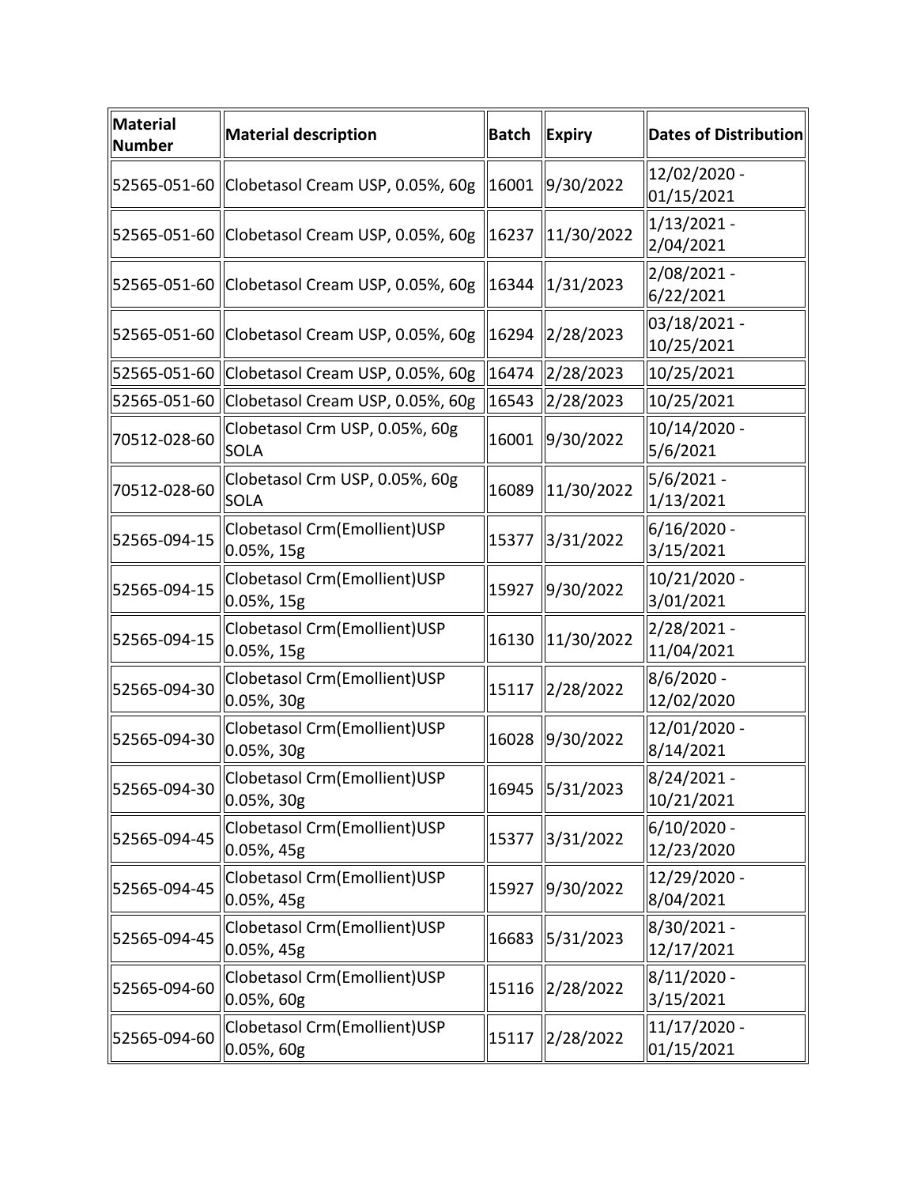| Material Number | Material description | Batch | Expiry | Dates of Distribution |
|---|---|---|---|---|
| 52565-051-60 | Clobetasol Cream USP, 0.05%, 60g | 16001 | 9/30/2022 | 12/02/2020 - 01/15/2021 |
| 52565-051-60 | Clobetasol Cream USP, 0.05%, 60g | 16237 | 11/30/2022 | 1/13/2021 - 2/04/2021 |
| 52565-051-60 | Clobetasol Cream USP, 0.05%, 60g | 16344 | 1/31/2023 | 2/08/2021 - 6/22/2021 |
| 52565-051-60 | Clobetasol Cream USP, 0.05%, 60g | 16294 | 2/28/2023 | 03/18/2021 - 10/25/2021 |
| 52565-051-60 | Clobetasol Cream USP, 0.05%, 60g | 16474 | 2/28/2023 | 10/25/2021 |
| 52565-051-60 | Clobetasol Cream USP, 0.05%, 60g | 16543 | 2/28/2023 | 10/25/2021 |
| 70512-028-60 | Clobetasol Crm USP, 0.05%, 60g SOLA | 16001 | 9/30/2022 | 10/14/2020 - 5/6/2021 |
| 70512-028-60 | Clobetasol Crm USP, 0.05%, 60g SOLA | 16089 | 11/30/2022 | 5/6/2021 - 1/13/2021 |
| 52565-094-15 | Clobetasol Crm(Emollient)USP 0.05%, 15g | 15377 | 3/31/2022 | 6/16/2020 - 3/15/2021 |
| 52565-094-15 | Clobetasol Crm(Emollient)USP 0.05%, 15g | 15927 | 9/30/2022 | 10/21/2020 - 3/01/2021 |
| 52565-094-15 | Clobetasol Crm(Emollient)USP 0.05%, 15g | 16130 | 11/30/2022 | 2/28/2021 - 11/04/2021 |
| 52565-094-30 | Clobetasol Crm(Emollient)USP 0.05%, 30g | 15117 | 2/28/2022 | 8/6/2020 - 12/02/2020 |
| 52565-094-30 | Clobetasol Crm(Emollient)USP 0.05%, 30g | 16028 | 9/30/2022 | 12/01/2020 - 8/14/2021 |
| 52565-094-30 | Clobetasol Crm(Emollient)USP 0.05%, 30g | 16945 | 5/31/2023 | 8/24/2021 - 10/21/2021 |
| 52565-094-45 | Clobetasol Crm(Emollient)USP 0.05%, 45g | 15377 | 3/31/2022 | 6/10/2020 - 12/23/2020 |
| 52565-094-45 | Clobetasol Crm(Emollient)USP 0.05%, 45g | 15927 | 9/30/2022 | 12/29/2020 - 8/04/2021 |
| 52565-094-45 | Clobetasol Crm(Emollient)USP 0.05%, 45g | 16683 | 5/31/2023 | 8/30/2021 - 12/17/2021 |
| 52565-094-60 | Clobetasol Crm(Emollient)USP 0.05%, 60g | 15116 | 2/28/2022 | 8/11/2020 - 3/15/2021 |
| 52565-094-60 | Clobetasol Crm(Emollient)USP 0.05%, 60g | 15117 | 2/28/2022 | 11/17/2020 - 01/15/2021 |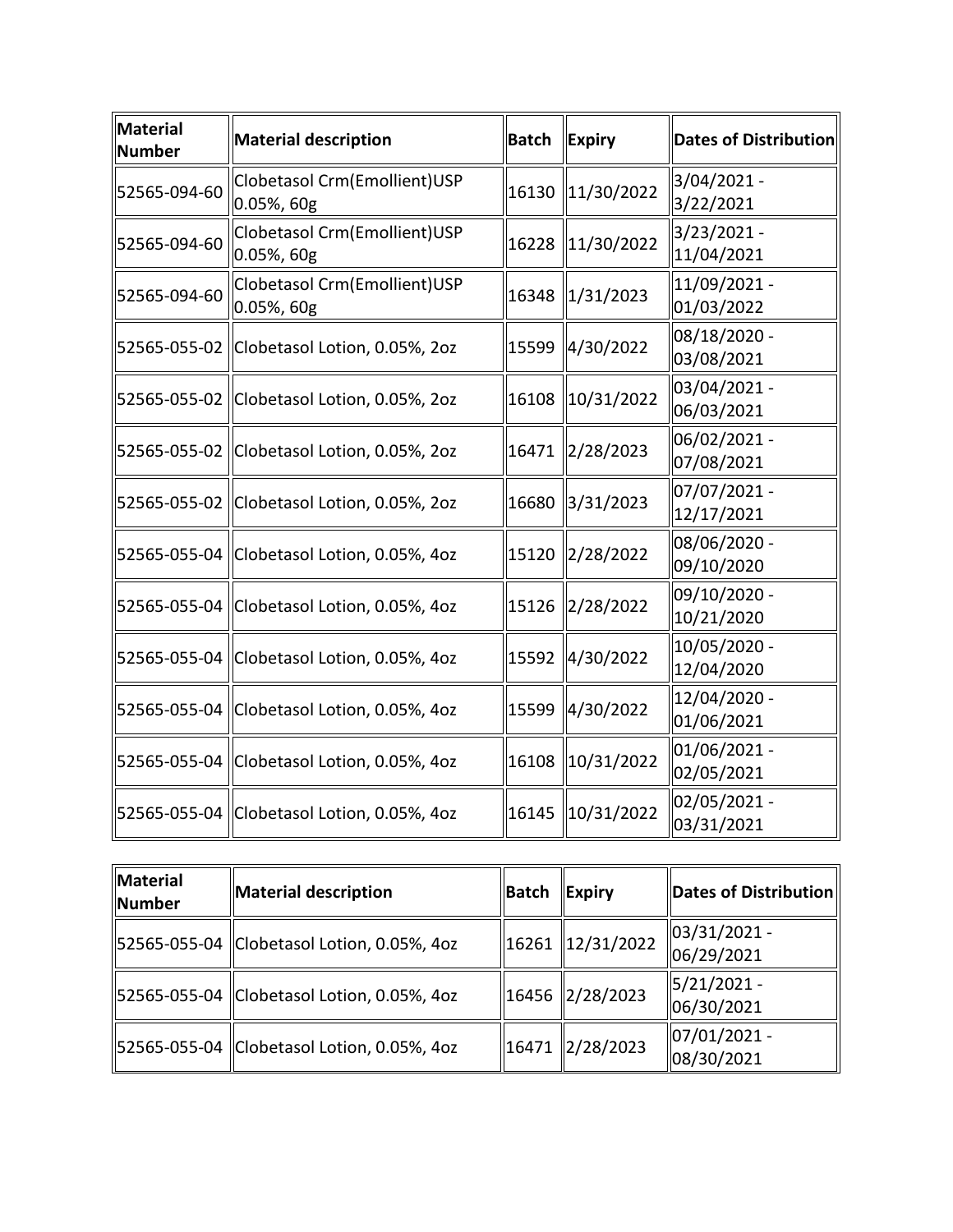| Material Number | Material description | Batch | Expiry | Dates of Distribution |
|---|---|---|---|---|
| 52565-094-60 | Clobetasol Crm(Emollient)USP 0.05%, 60g | 16130 | 11/30/2022 | 3/04/2021 - 3/22/2021 |
| 52565-094-60 | Clobetasol Crm(Emollient)USP 0.05%, 60g | 16228 | 11/30/2022 | 3/23/2021 - 11/04/2021 |
| 52565-094-60 | Clobetasol Crm(Emollient)USP 0.05%, 60g | 16348 | 1/31/2023 | 11/09/2021 - 01/03/2022 |
| 52565-055-02 | Clobetasol Lotion, 0.05%, 2oz | 15599 | 4/30/2022 | 08/18/2020 - 03/08/2021 |
| 52565-055-02 | Clobetasol Lotion, 0.05%, 2oz | 16108 | 10/31/2022 | 03/04/2021 - 06/03/2021 |
| 52565-055-02 | Clobetasol Lotion, 0.05%, 2oz | 16471 | 2/28/2023 | 06/02/2021 - 07/08/2021 |
| 52565-055-02 | Clobetasol Lotion, 0.05%, 2oz | 16680 | 3/31/2023 | 07/07/2021 - 12/17/2021 |
| 52565-055-04 | Clobetasol Lotion, 0.05%, 4oz | 15120 | 2/28/2022 | 08/06/2020 - 09/10/2020 |
| 52565-055-04 | Clobetasol Lotion, 0.05%, 4oz | 15126 | 2/28/2022 | 09/10/2020 - 10/21/2020 |
| 52565-055-04 | Clobetasol Lotion, 0.05%, 4oz | 15592 | 4/30/2022 | 10/05/2020 - 12/04/2020 |
| 52565-055-04 | Clobetasol Lotion, 0.05%, 4oz | 15599 | 4/30/2022 | 12/04/2020 - 01/06/2021 |
| 52565-055-04 | Clobetasol Lotion, 0.05%, 4oz | 16108 | 10/31/2022 | 01/06/2021 - 02/05/2021 |
| 52565-055-04 | Clobetasol Lotion, 0.05%, 4oz | 16145 | 10/31/2022 | 02/05/2021 - 03/31/2021 |
| 52565-055-04 | Clobetasol Lotion, 0.05%, 4oz | 16261 | 12/31/2022 | 03/31/2021 - 06/29/2021 |
| 52565-055-04 | Clobetasol Lotion, 0.05%, 4oz | 16456 | 2/28/2023 | 5/21/2021 - 06/30/2021 |
| 52565-055-04 | Clobetasol Lotion, 0.05%, 4oz | 16471 | 2/28/2023 | 07/01/2021 - 08/30/2021 |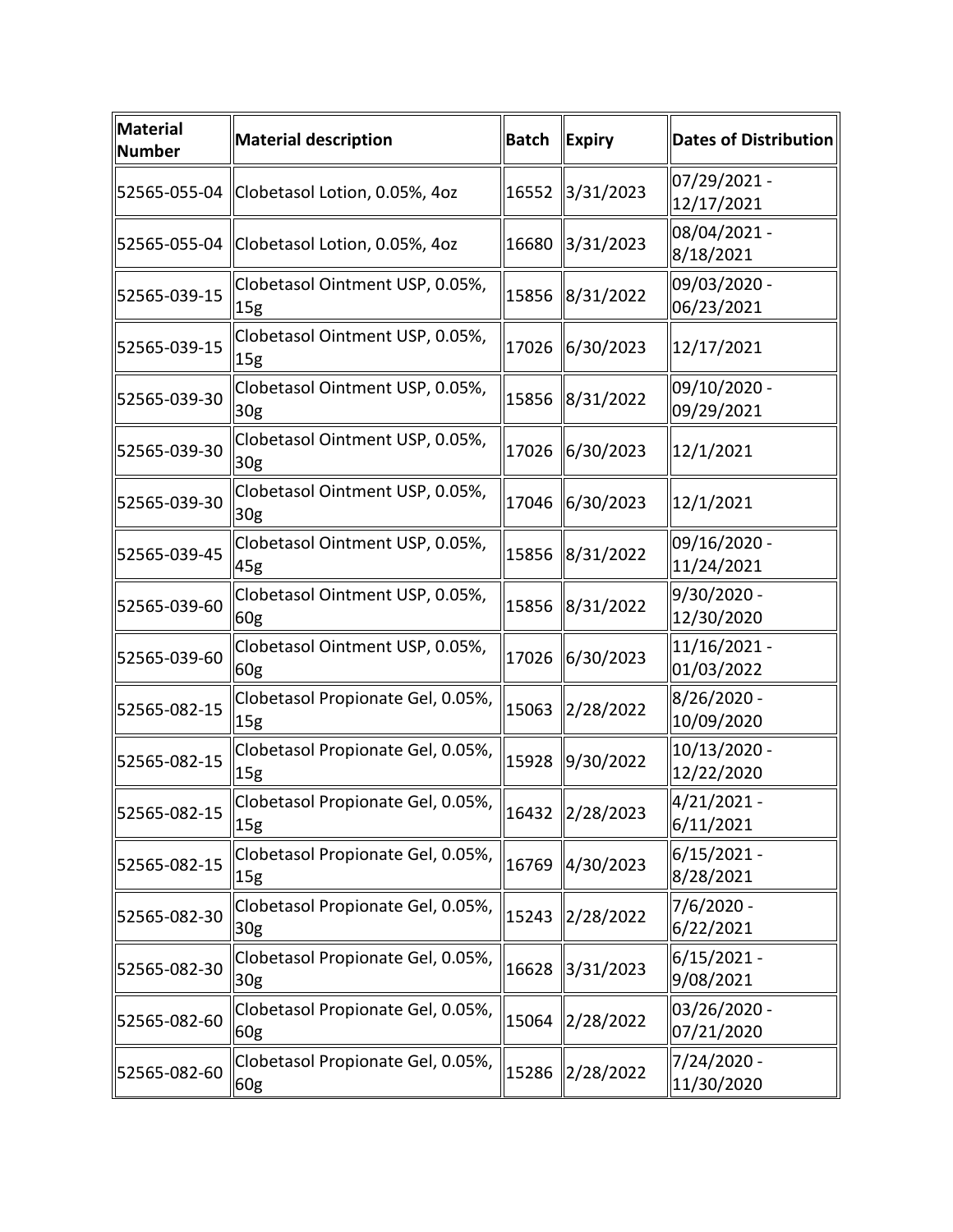| Material Number | Material description | Batch | Expiry | Dates of Distribution |
| --- | --- | --- | --- | --- |
| 52565-055-04 | Clobetasol Lotion, 0.05%, 4oz | 16552 | 3/31/2023 | 07/29/2021 - 12/17/2021 |
| 52565-055-04 | Clobetasol Lotion, 0.05%, 4oz | 16680 | 3/31/2023 | 08/04/2021 - 8/18/2021 |
| 52565-039-15 | Clobetasol Ointment USP, 0.05%, 15g | 15856 | 8/31/2022 | 09/03/2020 - 06/23/2021 |
| 52565-039-15 | Clobetasol Ointment USP, 0.05%, 15g | 17026 | 6/30/2023 | 12/17/2021 |
| 52565-039-30 | Clobetasol Ointment USP, 0.05%, 30g | 15856 | 8/31/2022 | 09/10/2020 - 09/29/2021 |
| 52565-039-30 | Clobetasol Ointment USP, 0.05%, 30g | 17026 | 6/30/2023 | 12/1/2021 |
| 52565-039-30 | Clobetasol Ointment USP, 0.05%, 30g | 17046 | 6/30/2023 | 12/1/2021 |
| 52565-039-45 | Clobetasol Ointment USP, 0.05%, 45g | 15856 | 8/31/2022 | 09/16/2020 - 11/24/2021 |
| 52565-039-60 | Clobetasol Ointment USP, 0.05%, 60g | 15856 | 8/31/2022 | 9/30/2020 - 12/30/2020 |
| 52565-039-60 | Clobetasol Ointment USP, 0.05%, 60g | 17026 | 6/30/2023 | 11/16/2021 - 01/03/2022 |
| 52565-082-15 | Clobetasol Propionate Gel, 0.05%, 15g | 15063 | 2/28/2022 | 8/26/2020 - 10/09/2020 |
| 52565-082-15 | Clobetasol Propionate Gel, 0.05%, 15g | 15928 | 9/30/2022 | 10/13/2020 - 12/22/2020 |
| 52565-082-15 | Clobetasol Propionate Gel, 0.05%, 15g | 16432 | 2/28/2023 | 4/21/2021 - 6/11/2021 |
| 52565-082-15 | Clobetasol Propionate Gel, 0.05%, 15g | 16769 | 4/30/2023 | 6/15/2021 - 8/28/2021 |
| 52565-082-30 | Clobetasol Propionate Gel, 0.05%, 30g | 15243 | 2/28/2022 | 7/6/2020 - 6/22/2021 |
| 52565-082-30 | Clobetasol Propionate Gel, 0.05%, 30g | 16628 | 3/31/2023 | 6/15/2021 - 9/08/2021 |
| 52565-082-60 | Clobetasol Propionate Gel, 0.05%, 60g | 15064 | 2/28/2022 | 03/26/2020 - 07/21/2020 |
| 52565-082-60 | Clobetasol Propionate Gel, 0.05%, 60g | 15286 | 2/28/2022 | 7/24/2020 - 11/30/2020 |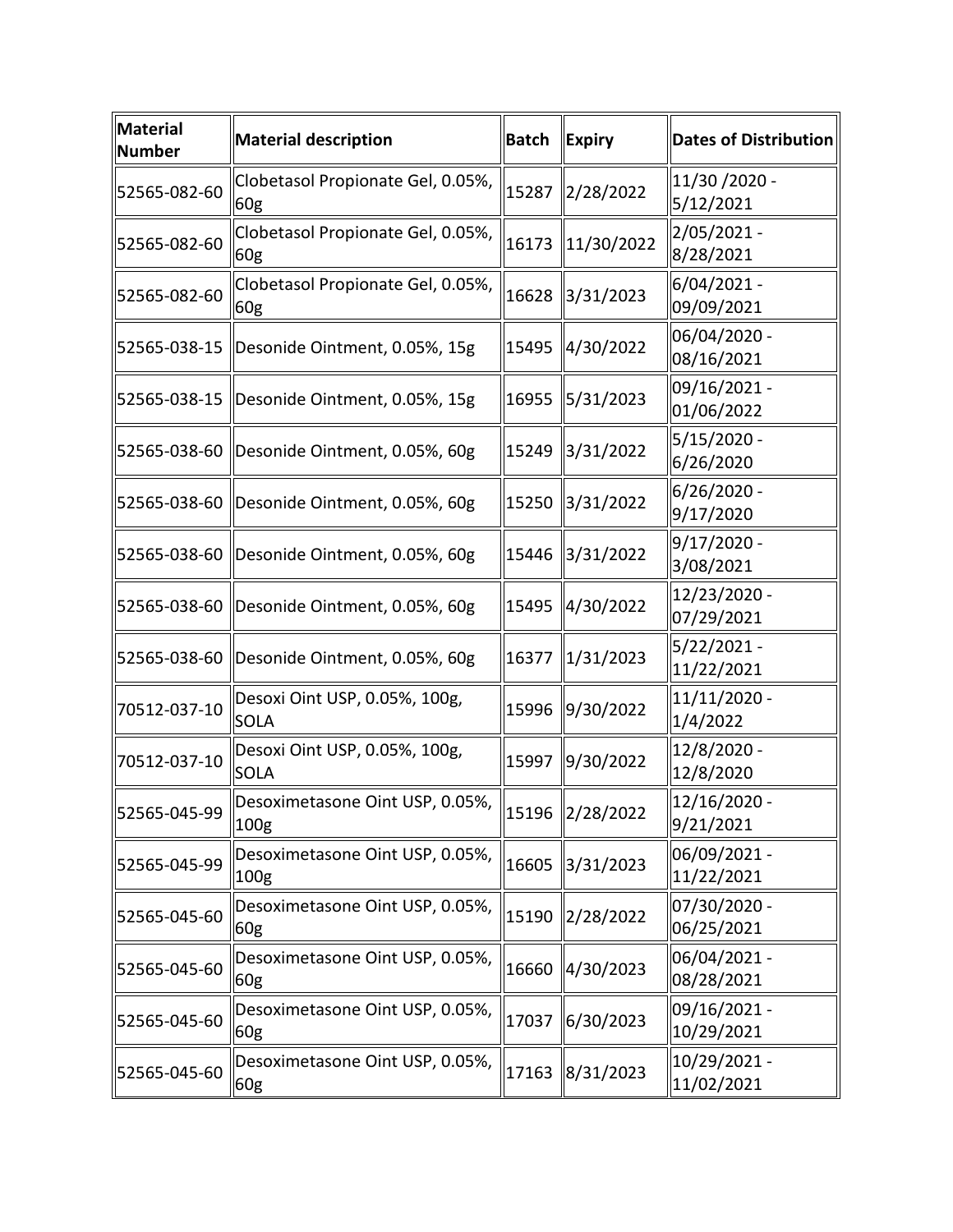| Material Number | Material description | Batch | Expiry | Dates of Distribution |
| --- | --- | --- | --- | --- |
| 52565-082-60 | Clobetasol Propionate Gel, 0.05%, 60g | 15287 | 2/28/2022 | 11/30 /2020 - 5/12/2021 |
| 52565-082-60 | Clobetasol Propionate Gel, 0.05%, 60g | 16173 | 11/30/2022 | 2/05/2021 - 8/28/2021 |
| 52565-082-60 | Clobetasol Propionate Gel, 0.05%, 60g | 16628 | 3/31/2023 | 6/04/2021 - 09/09/2021 |
| 52565-038-15 | Desonide Ointment, 0.05%, 15g | 15495 | 4/30/2022 | 06/04/2020 - 08/16/2021 |
| 52565-038-15 | Desonide Ointment, 0.05%, 15g | 16955 | 5/31/2023 | 09/16/2021 - 01/06/2022 |
| 52565-038-60 | Desonide Ointment, 0.05%, 60g | 15249 | 3/31/2022 | 5/15/2020 - 6/26/2020 |
| 52565-038-60 | Desonide Ointment, 0.05%, 60g | 15250 | 3/31/2022 | 6/26/2020 - 9/17/2020 |
| 52565-038-60 | Desonide Ointment, 0.05%, 60g | 15446 | 3/31/2022 | 9/17/2020 - 3/08/2021 |
| 52565-038-60 | Desonide Ointment, 0.05%, 60g | 15495 | 4/30/2022 | 12/23/2020 - 07/29/2021 |
| 52565-038-60 | Desonide Ointment, 0.05%, 60g | 16377 | 1/31/2023 | 5/22/2021 - 11/22/2021 |
| 70512-037-10 | Desoxi Oint USP, 0.05%, 100g, SOLA | 15996 | 9/30/2022 | 11/11/2020 - 1/4/2022 |
| 70512-037-10 | Desoxi Oint USP, 0.05%, 100g, SOLA | 15997 | 9/30/2022 | 12/8/2020 - 12/8/2020 |
| 52565-045-99 | Desoximetasone Oint USP, 0.05%, 100g | 15196 | 2/28/2022 | 12/16/2020 - 9/21/2021 |
| 52565-045-99 | Desoximetasone Oint USP, 0.05%, 100g | 16605 | 3/31/2023 | 06/09/2021 - 11/22/2021 |
| 52565-045-60 | Desoximetasone Oint USP, 0.05%, 60g | 15190 | 2/28/2022 | 07/30/2020 - 06/25/2021 |
| 52565-045-60 | Desoximetasone Oint USP, 0.05%, 60g | 16660 | 4/30/2023 | 06/04/2021 - 08/28/2021 |
| 52565-045-60 | Desoximetasone Oint USP, 0.05%, 60g | 17037 | 6/30/2023 | 09/16/2021 - 10/29/2021 |
| 52565-045-60 | Desoximetasone Oint USP, 0.05%, 60g | 17163 | 8/31/2023 | 10/29/2021 - 11/02/2021 |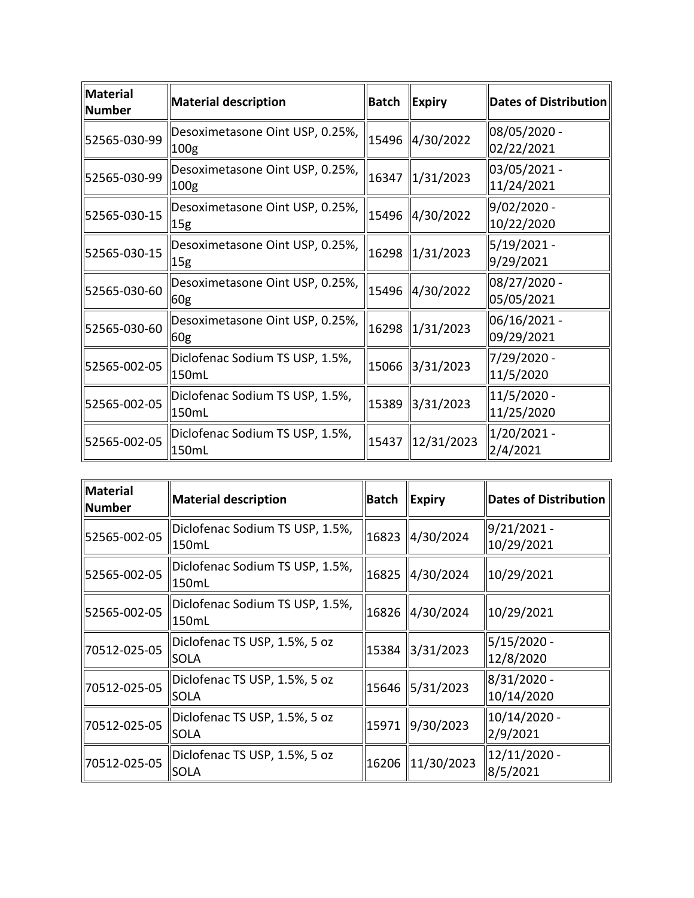| Material Number | Material description | Batch | Expiry | Dates of Distribution |
|---|---|---|---|---|
| 52565-030-99 | Desoximetasone Oint USP, 0.25%, 100g | 15496 | 4/30/2022 | 08/05/2020 - 02/22/2021 |
| 52565-030-99 | Desoximetasone Oint USP, 0.25%, 100g | 16347 | 1/31/2023 | 03/05/2021 - 11/24/2021 |
| 52565-030-15 | Desoximetasone Oint USP, 0.25%, 15g | 15496 | 4/30/2022 | 9/02/2020 - 10/22/2020 |
| 52565-030-15 | Desoximetasone Oint USP, 0.25%, 15g | 16298 | 1/31/2023 | 5/19/2021 - 9/29/2021 |
| 52565-030-60 | Desoximetasone Oint USP, 0.25%, 60g | 15496 | 4/30/2022 | 08/27/2020 - 05/05/2021 |
| 52565-030-60 | Desoximetasone Oint USP, 0.25%, 60g | 16298 | 1/31/2023 | 06/16/2021 - 09/29/2021 |
| 52565-002-05 | Diclofenac Sodium TS USP, 1.5%, 150mL | 15066 | 3/31/2023 | 7/29/2020 - 11/5/2020 |
| 52565-002-05 | Diclofenac Sodium TS USP, 1.5%, 150mL | 15389 | 3/31/2023 | 11/5/2020 - 11/25/2020 |
| 52565-002-05 | Diclofenac Sodium TS USP, 1.5%, 150mL | 15437 | 12/31/2023 | 1/20/2021 - 2/4/2021 |

| Material Number | Material description | Batch | Expiry | Dates of Distribution |
|---|---|---|---|---|
| 52565-002-05 | Diclofenac Sodium TS USP, 1.5%, 150mL | 16823 | 4/30/2024 | 9/21/2021 - 10/29/2021 |
| 52565-002-05 | Diclofenac Sodium TS USP, 1.5%, 150mL | 16825 | 4/30/2024 | 10/29/2021 |
| 52565-002-05 | Diclofenac Sodium TS USP, 1.5%, 150mL | 16826 | 4/30/2024 | 10/29/2021 |
| 70512-025-05 | Diclofenac TS USP, 1.5%, 5 oz SOLA | 15384 | 3/31/2023 | 5/15/2020 - 12/8/2020 |
| 70512-025-05 | Diclofenac TS USP, 1.5%, 5 oz SOLA | 15646 | 5/31/2023 | 8/31/2020 - 10/14/2020 |
| 70512-025-05 | Diclofenac TS USP, 1.5%, 5 oz SOLA | 15971 | 9/30/2023 | 10/14/2020 - 2/9/2021 |
| 70512-025-05 | Diclofenac TS USP, 1.5%, 5 oz SOLA | 16206 | 11/30/2023 | 12/11/2020 - 8/5/2021 |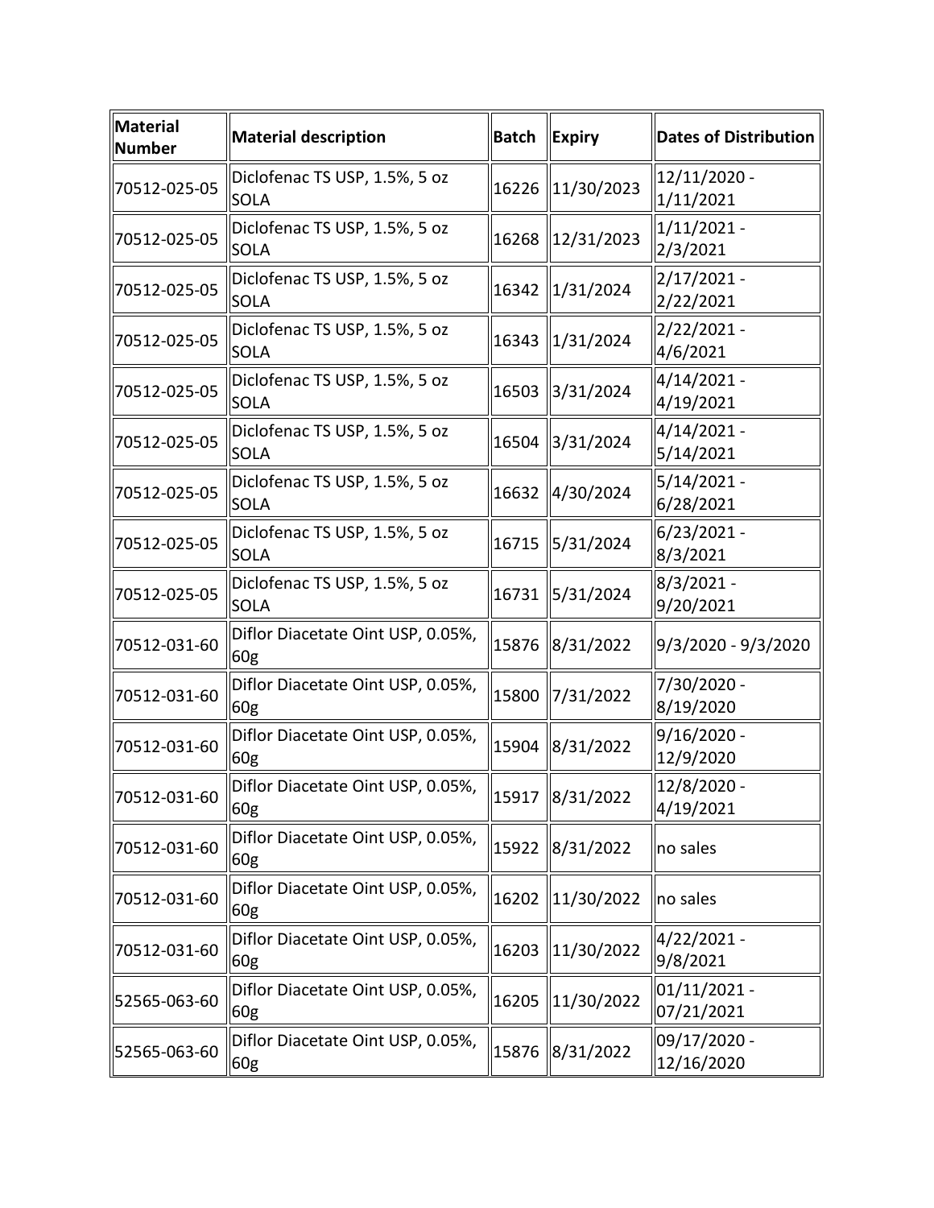| Material Number | Material description | Batch | Expiry | Dates of Distribution |
| --- | --- | --- | --- | --- |
| 70512-025-05 | Diclofenac TS USP, 1.5%, 5 oz SOLA | 16226 | 11/30/2023 | 12/11/2020 - 1/11/2021 |
| 70512-025-05 | Diclofenac TS USP, 1.5%, 5 oz SOLA | 16268 | 12/31/2023 | 1/11/2021 - 2/3/2021 |
| 70512-025-05 | Diclofenac TS USP, 1.5%, 5 oz SOLA | 16342 | 1/31/2024 | 2/17/2021 - 2/22/2021 |
| 70512-025-05 | Diclofenac TS USP, 1.5%, 5 oz SOLA | 16343 | 1/31/2024 | 2/22/2021 - 4/6/2021 |
| 70512-025-05 | Diclofenac TS USP, 1.5%, 5 oz SOLA | 16503 | 3/31/2024 | 4/14/2021 - 4/19/2021 |
| 70512-025-05 | Diclofenac TS USP, 1.5%, 5 oz SOLA | 16504 | 3/31/2024 | 4/14/2021 - 5/14/2021 |
| 70512-025-05 | Diclofenac TS USP, 1.5%, 5 oz SOLA | 16632 | 4/30/2024 | 5/14/2021 - 6/28/2021 |
| 70512-025-05 | Diclofenac TS USP, 1.5%, 5 oz SOLA | 16715 | 5/31/2024 | 6/23/2021 - 8/3/2021 |
| 70512-025-05 | Diclofenac TS USP, 1.5%, 5 oz SOLA | 16731 | 5/31/2024 | 8/3/2021 - 9/20/2021 |
| 70512-031-60 | Diflor Diacetate Oint USP, 0.05%, 60g | 15876 | 8/31/2022 | 9/3/2020 - 9/3/2020 |
| 70512-031-60 | Diflor Diacetate Oint USP, 0.05%, 60g | 15800 | 7/31/2022 | 7/30/2020 - 8/19/2020 |
| 70512-031-60 | Diflor Diacetate Oint USP, 0.05%, 60g | 15904 | 8/31/2022 | 9/16/2020 - 12/9/2020 |
| 70512-031-60 | Diflor Diacetate Oint USP, 0.05%, 60g | 15917 | 8/31/2022 | 12/8/2020 - 4/19/2021 |
| 70512-031-60 | Diflor Diacetate Oint USP, 0.05%, 60g | 15922 | 8/31/2022 | no sales |
| 70512-031-60 | Diflor Diacetate Oint USP, 0.05%, 60g | 16202 | 11/30/2022 | no sales |
| 70512-031-60 | Diflor Diacetate Oint USP, 0.05%, 60g | 16203 | 11/30/2022 | 4/22/2021 - 9/8/2021 |
| 52565-063-60 | Diflor Diacetate Oint USP, 0.05%, 60g | 16205 | 11/30/2022 | 01/11/2021 - 07/21/2021 |
| 52565-063-60 | Diflor Diacetate Oint USP, 0.05%, 60g | 15876 | 8/31/2022 | 09/17/2020 - 12/16/2020 |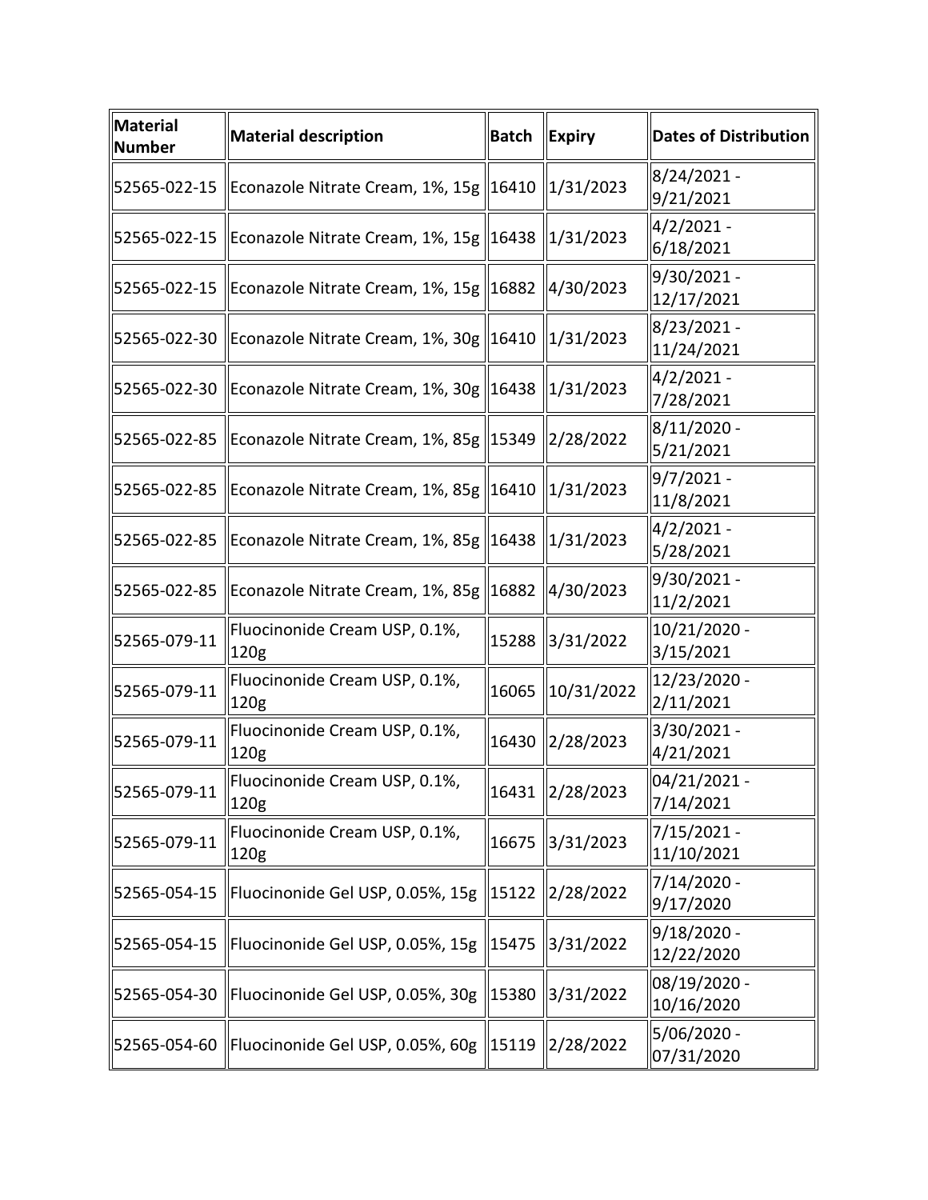| Material Number | Material description | Batch | Expiry | Dates of Distribution |
|---|---|---|---|---|
| 52565-022-15 | Econazole Nitrate Cream, 1%, 15g | 16410 | 1/31/2023 | 8/24/2021 - 9/21/2021 |
| 52565-022-15 | Econazole Nitrate Cream, 1%, 15g | 16438 | 1/31/2023 | 4/2/2021 - 6/18/2021 |
| 52565-022-15 | Econazole Nitrate Cream, 1%, 15g | 16882 | 4/30/2023 | 9/30/2021 - 12/17/2021 |
| 52565-022-30 | Econazole Nitrate Cream, 1%, 30g | 16410 | 1/31/2023 | 8/23/2021 - 11/24/2021 |
| 52565-022-30 | Econazole Nitrate Cream, 1%, 30g | 16438 | 1/31/2023 | 4/2/2021 - 7/28/2021 |
| 52565-022-85 | Econazole Nitrate Cream, 1%, 85g | 15349 | 2/28/2022 | 8/11/2020 - 5/21/2021 |
| 52565-022-85 | Econazole Nitrate Cream, 1%, 85g | 16410 | 1/31/2023 | 9/7/2021 - 11/8/2021 |
| 52565-022-85 | Econazole Nitrate Cream, 1%, 85g | 16438 | 1/31/2023 | 4/2/2021 - 5/28/2021 |
| 52565-022-85 | Econazole Nitrate Cream, 1%, 85g | 16882 | 4/30/2023 | 9/30/2021 - 11/2/2021 |
| 52565-079-11 | Fluocinonide Cream USP, 0.1%, 120g | 15288 | 3/31/2022 | 10/21/2020 - 3/15/2021 |
| 52565-079-11 | Fluocinonide Cream USP, 0.1%, 120g | 16065 | 10/31/2022 | 12/23/2020 - 2/11/2021 |
| 52565-079-11 | Fluocinonide Cream USP, 0.1%, 120g | 16430 | 2/28/2023 | 3/30/2021 - 4/21/2021 |
| 52565-079-11 | Fluocinonide Cream USP, 0.1%, 120g | 16431 | 2/28/2023 | 04/21/2021 - 7/14/2021 |
| 52565-079-11 | Fluocinonide Cream USP, 0.1%, 120g | 16675 | 3/31/2023 | 7/15/2021 - 11/10/2021 |
| 52565-054-15 | Fluocinonide Gel USP, 0.05%, 15g | 15122 | 2/28/2022 | 7/14/2020 - 9/17/2020 |
| 52565-054-15 | Fluocinonide Gel USP, 0.05%, 15g | 15475 | 3/31/2022 | 9/18/2020 - 12/22/2020 |
| 52565-054-30 | Fluocinonide Gel USP, 0.05%, 30g | 15380 | 3/31/2022 | 08/19/2020 - 10/16/2020 |
| 52565-054-60 | Fluocinonide Gel USP, 0.05%, 60g | 15119 | 2/28/2022 | 5/06/2020 - 07/31/2020 |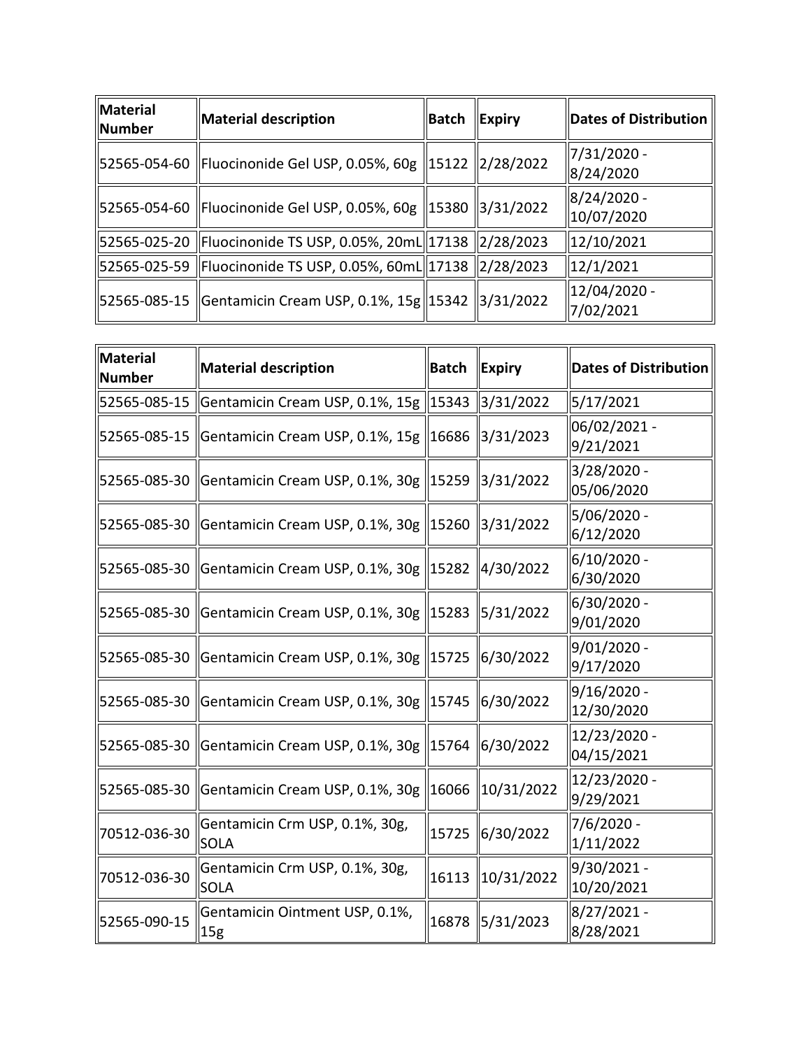| Material Number | Material description | Batch | Expiry | Dates of Distribution |
|---|---|---|---|---|
| 52565-054-60 | Fluocinonide Gel USP, 0.05%, 60g | 15122 | 2/28/2022 | 7/31/2020 - 8/24/2020 |
| 52565-054-60 | Fluocinonide Gel USP, 0.05%, 60g | 15380 | 3/31/2022 | 8/24/2020 - 10/07/2020 |
| 52565-025-20 | Fluocinonide TS USP, 0.05%, 20mL | 17138 | 2/28/2023 | 12/10/2021 |
| 52565-025-59 | Fluocinonide TS USP, 0.05%, 60mL | 17138 | 2/28/2023 | 12/1/2021 |
| 52565-085-15 | Gentamicin Cream USP, 0.1%, 15g | 15342 | 3/31/2022 | 12/04/2020 - 7/02/2021 |

| Material Number | Material description | Batch | Expiry | Dates of Distribution |
|---|---|---|---|---|
| 52565-085-15 | Gentamicin Cream USP, 0.1%, 15g | 15343 | 3/31/2022 | 5/17/2021 |
| 52565-085-15 | Gentamicin Cream USP, 0.1%, 15g | 16686 | 3/31/2023 | 06/02/2021 - 9/21/2021 |
| 52565-085-30 | Gentamicin Cream USP, 0.1%, 30g | 15259 | 3/31/2022 | 3/28/2020 - 05/06/2020 |
| 52565-085-30 | Gentamicin Cream USP, 0.1%, 30g | 15260 | 3/31/2022 | 5/06/2020 - 6/12/2020 |
| 52565-085-30 | Gentamicin Cream USP, 0.1%, 30g | 15282 | 4/30/2022 | 6/10/2020 - 6/30/2020 |
| 52565-085-30 | Gentamicin Cream USP, 0.1%, 30g | 15283 | 5/31/2022 | 6/30/2020 - 9/01/2020 |
| 52565-085-30 | Gentamicin Cream USP, 0.1%, 30g | 15725 | 6/30/2022 | 9/01/2020 - 9/17/2020 |
| 52565-085-30 | Gentamicin Cream USP, 0.1%, 30g | 15745 | 6/30/2022 | 9/16/2020 - 12/30/2020 |
| 52565-085-30 | Gentamicin Cream USP, 0.1%, 30g | 15764 | 6/30/2022 | 12/23/2020 - 04/15/2021 |
| 52565-085-30 | Gentamicin Cream USP, 0.1%, 30g | 16066 | 10/31/2022 | 12/23/2020 - 9/29/2021 |
| 70512-036-30 | Gentamicin Crm USP, 0.1%, 30g, SOLA | 15725 | 6/30/2022 | 7/6/2020 - 1/11/2022 |
| 70512-036-30 | Gentamicin Crm USP, 0.1%, 30g, SOLA | 16113 | 10/31/2022 | 9/30/2021 - 10/20/2021 |
| 52565-090-15 | Gentamicin Ointment USP, 0.1%, 15g | 16878 | 5/31/2023 | 8/27/2021 - 8/28/2021 |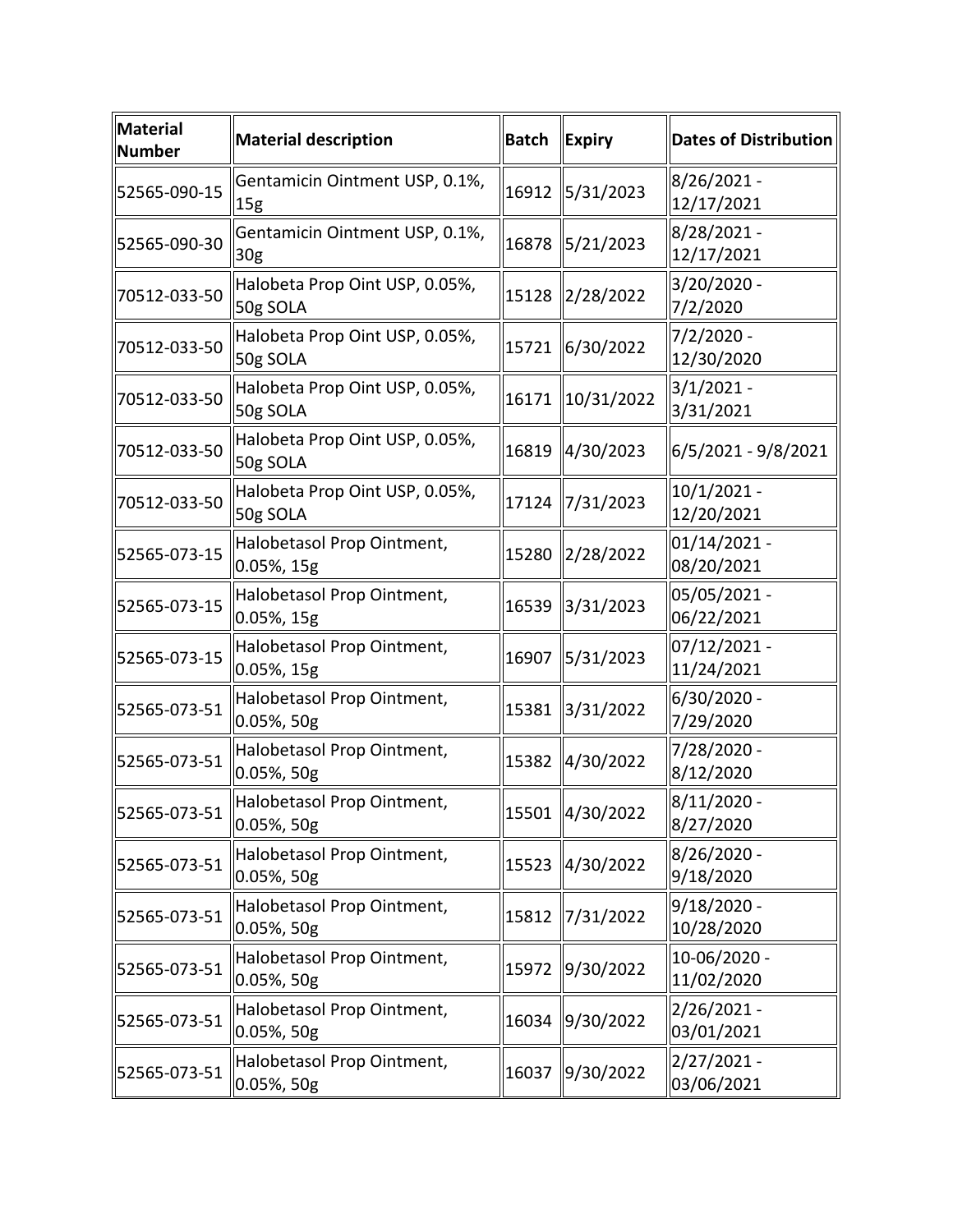| Material Number | Material description | Batch | Expiry | Dates of Distribution |
|---|---|---|---|---|
| 52565-090-15 | Gentamicin Ointment USP, 0.1%, 15g | 16912 | 5/31/2023 | 8/26/2021 - 12/17/2021 |
| 52565-090-30 | Gentamicin Ointment USP, 0.1%, 30g | 16878 | 5/21/2023 | 8/28/2021 - 12/17/2021 |
| 70512-033-50 | Halobeta Prop Oint USP, 0.05%, 50g SOLA | 15128 | 2/28/2022 | 3/20/2020 - 7/2/2020 |
| 70512-033-50 | Halobeta Prop Oint USP, 0.05%, 50g SOLA | 15721 | 6/30/2022 | 7/2/2020 - 12/30/2020 |
| 70512-033-50 | Halobeta Prop Oint USP, 0.05%, 50g SOLA | 16171 | 10/31/2022 | 3/1/2021 - 3/31/2021 |
| 70512-033-50 | Halobeta Prop Oint USP, 0.05%, 50g SOLA | 16819 | 4/30/2023 | 6/5/2021 - 9/8/2021 |
| 70512-033-50 | Halobeta Prop Oint USP, 0.05%, 50g SOLA | 17124 | 7/31/2023 | 10/1/2021 - 12/20/2021 |
| 52565-073-15 | Halobetasol Prop Ointment, 0.05%, 15g | 15280 | 2/28/2022 | 01/14/2021 - 08/20/2021 |
| 52565-073-15 | Halobetasol Prop Ointment, 0.05%, 15g | 16539 | 3/31/2023 | 05/05/2021 - 06/22/2021 |
| 52565-073-15 | Halobetasol Prop Ointment, 0.05%, 15g | 16907 | 5/31/2023 | 07/12/2021 - 11/24/2021 |
| 52565-073-51 | Halobetasol Prop Ointment, 0.05%, 50g | 15381 | 3/31/2022 | 6/30/2020 - 7/29/2020 |
| 52565-073-51 | Halobetasol Prop Ointment, 0.05%, 50g | 15382 | 4/30/2022 | 7/28/2020 - 8/12/2020 |
| 52565-073-51 | Halobetasol Prop Ointment, 0.05%, 50g | 15501 | 4/30/2022 | 8/11/2020 - 8/27/2020 |
| 52565-073-51 | Halobetasol Prop Ointment, 0.05%, 50g | 15523 | 4/30/2022 | 8/26/2020 - 9/18/2020 |
| 52565-073-51 | Halobetasol Prop Ointment, 0.05%, 50g | 15812 | 7/31/2022 | 9/18/2020 - 10/28/2020 |
| 52565-073-51 | Halobetasol Prop Ointment, 0.05%, 50g | 15972 | 9/30/2022 | 10-06/2020 - 11/02/2020 |
| 52565-073-51 | Halobetasol Prop Ointment, 0.05%, 50g | 16034 | 9/30/2022 | 2/26/2021 - 03/01/2021 |
| 52565-073-51 | Halobetasol Prop Ointment, 0.05%, 50g | 16037 | 9/30/2022 | 2/27/2021 - 03/06/2021 |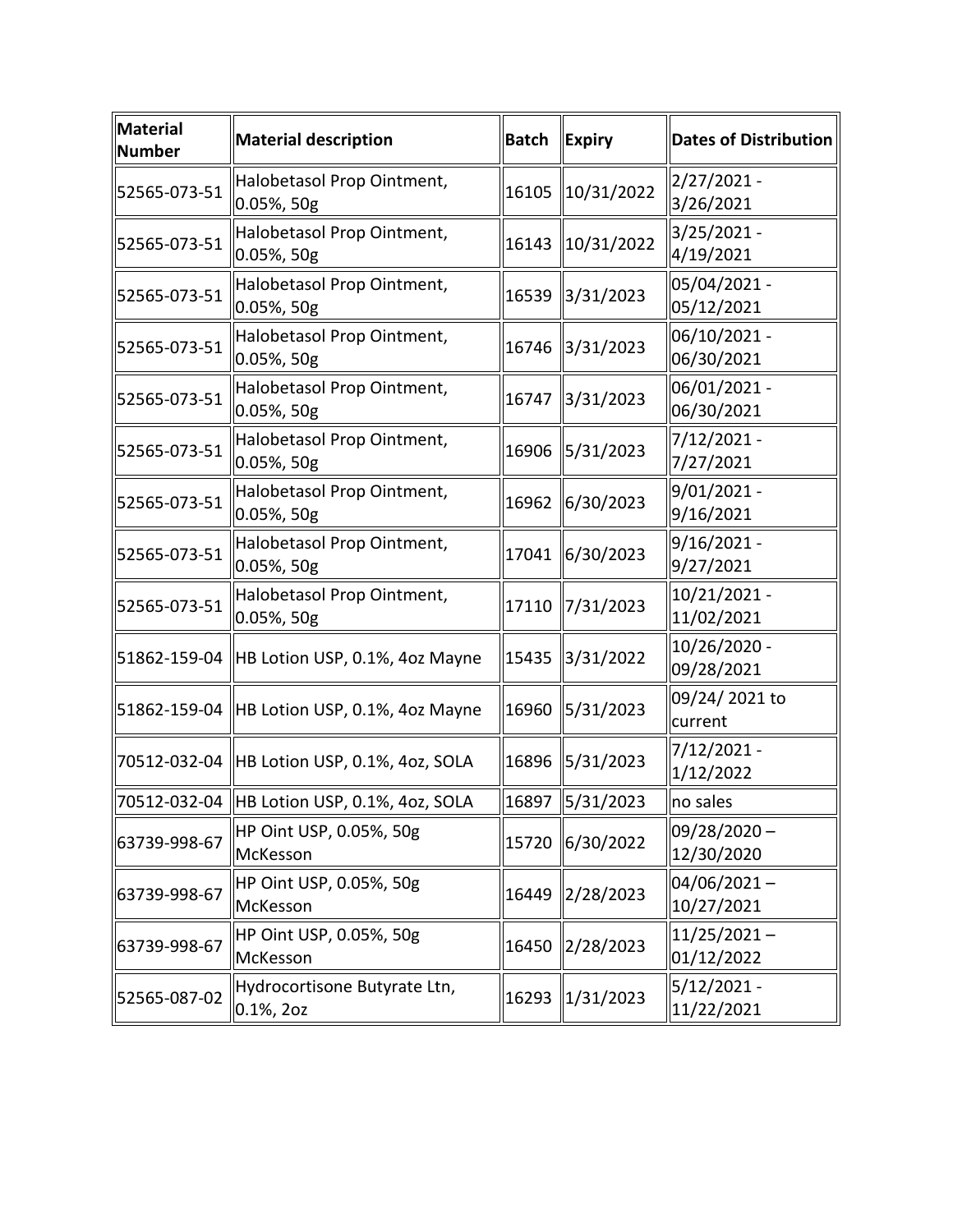| Material Number | Material description | Batch | Expiry | Dates of Distribution |
|---|---|---|---|---|
| 52565-073-51 | Halobetasol Prop Ointment, 0.05%, 50g | 16105 | 10/31/2022 | 2/27/2021 - 3/26/2021 |
| 52565-073-51 | Halobetasol Prop Ointment, 0.05%, 50g | 16143 | 10/31/2022 | 3/25/2021 - 4/19/2021 |
| 52565-073-51 | Halobetasol Prop Ointment, 0.05%, 50g | 16539 | 3/31/2023 | 05/04/2021 - 05/12/2021 |
| 52565-073-51 | Halobetasol Prop Ointment, 0.05%, 50g | 16746 | 3/31/2023 | 06/10/2021 - 06/30/2021 |
| 52565-073-51 | Halobetasol Prop Ointment, 0.05%, 50g | 16747 | 3/31/2023 | 06/01/2021 - 06/30/2021 |
| 52565-073-51 | Halobetasol Prop Ointment, 0.05%, 50g | 16906 | 5/31/2023 | 7/12/2021 - 7/27/2021 |
| 52565-073-51 | Halobetasol Prop Ointment, 0.05%, 50g | 16962 | 6/30/2023 | 9/01/2021 - 9/16/2021 |
| 52565-073-51 | Halobetasol Prop Ointment, 0.05%, 50g | 17041 | 6/30/2023 | 9/16/2021 - 9/27/2021 |
| 52565-073-51 | Halobetasol Prop Ointment, 0.05%, 50g | 17110 | 7/31/2023 | 10/21/2021 - 11/02/2021 |
| 51862-159-04 | HB Lotion USP, 0.1%, 4oz Mayne | 15435 | 3/31/2022 | 10/26/2020 - 09/28/2021 |
| 51862-159-04 | HB Lotion USP, 0.1%, 4oz Mayne | 16960 | 5/31/2023 | 09/24/ 2021 to current |
| 70512-032-04 | HB Lotion USP, 0.1%, 4oz, SOLA | 16896 | 5/31/2023 | 7/12/2021 - 1/12/2022 |
| 70512-032-04 | HB Lotion USP, 0.1%, 4oz, SOLA | 16897 | 5/31/2023 | no sales |
| 63739-998-67 | HP Oint USP, 0.05%, 50g McKesson | 15720 | 6/30/2022 | 09/28/2020 – 12/30/2020 |
| 63739-998-67 | HP Oint USP, 0.05%, 50g McKesson | 16449 | 2/28/2023 | 04/06/2021 – 10/27/2021 |
| 63739-998-67 | HP Oint USP, 0.05%, 50g McKesson | 16450 | 2/28/2023 | 11/25/2021 – 01/12/2022 |
| 52565-087-02 | Hydrocortisone Butyrate Ltn, 0.1%, 2oz | 16293 | 1/31/2023 | 5/12/2021 - 11/22/2021 |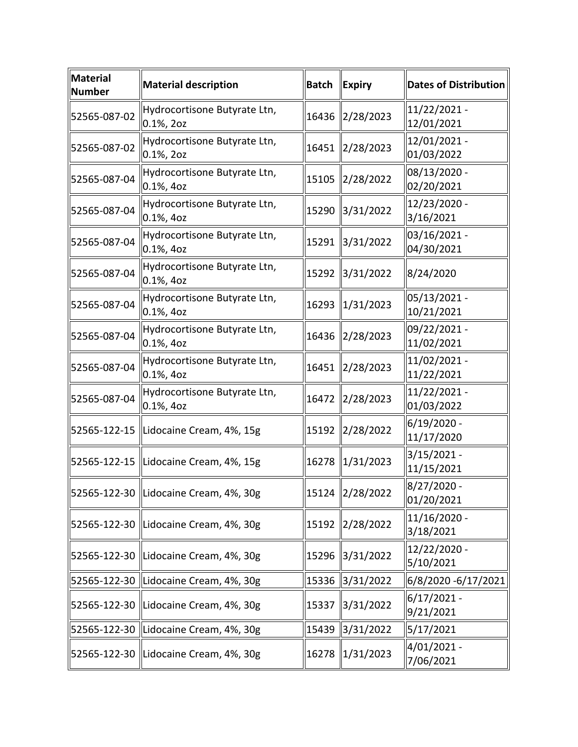| Material Number | Material description | Batch | Expiry | Dates of Distribution |
|---|---|---|---|---|
| 52565-087-02 | Hydrocortisone Butyrate Ltn, 0.1%, 2oz | 16436 | 2/28/2023 | 11/22/2021 - 12/01/2021 |
| 52565-087-02 | Hydrocortisone Butyrate Ltn, 0.1%, 2oz | 16451 | 2/28/2023 | 12/01/2021 - 01/03/2022 |
| 52565-087-04 | Hydrocortisone Butyrate Ltn, 0.1%, 4oz | 15105 | 2/28/2022 | 08/13/2020 - 02/20/2021 |
| 52565-087-04 | Hydrocortisone Butyrate Ltn, 0.1%, 4oz | 15290 | 3/31/2022 | 12/23/2020 - 3/16/2021 |
| 52565-087-04 | Hydrocortisone Butyrate Ltn, 0.1%, 4oz | 15291 | 3/31/2022 | 03/16/2021 - 04/30/2021 |
| 52565-087-04 | Hydrocortisone Butyrate Ltn, 0.1%, 4oz | 15292 | 3/31/2022 | 8/24/2020 |
| 52565-087-04 | Hydrocortisone Butyrate Ltn, 0.1%, 4oz | 16293 | 1/31/2023 | 05/13/2021 - 10/21/2021 |
| 52565-087-04 | Hydrocortisone Butyrate Ltn, 0.1%, 4oz | 16436 | 2/28/2023 | 09/22/2021 - 11/02/2021 |
| 52565-087-04 | Hydrocortisone Butyrate Ltn, 0.1%, 4oz | 16451 | 2/28/2023 | 11/02/2021 - 11/22/2021 |
| 52565-087-04 | Hydrocortisone Butyrate Ltn, 0.1%, 4oz | 16472 | 2/28/2023 | 11/22/2021 - 01/03/2022 |
| 52565-122-15 | Lidocaine Cream, 4%, 15g | 15192 | 2/28/2022 | 6/19/2020 - 11/17/2020 |
| 52565-122-15 | Lidocaine Cream, 4%, 15g | 16278 | 1/31/2023 | 3/15/2021 - 11/15/2021 |
| 52565-122-30 | Lidocaine Cream, 4%, 30g | 15124 | 2/28/2022 | 8/27/2020 - 01/20/2021 |
| 52565-122-30 | Lidocaine Cream, 4%, 30g | 15192 | 2/28/2022 | 11/16/2020 - 3/18/2021 |
| 52565-122-30 | Lidocaine Cream, 4%, 30g | 15296 | 3/31/2022 | 12/22/2020 - 5/10/2021 |
| 52565-122-30 | Lidocaine Cream, 4%, 30g | 15336 | 3/31/2022 | 6/8/2020 -6/17/2021 |
| 52565-122-30 | Lidocaine Cream, 4%, 30g | 15337 | 3/31/2022 | 6/17/2021 - 9/21/2021 |
| 52565-122-30 | Lidocaine Cream, 4%, 30g | 15439 | 3/31/2022 | 5/17/2021 |
| 52565-122-30 | Lidocaine Cream, 4%, 30g | 16278 | 1/31/2023 | 4/01/2021 - 7/06/2021 |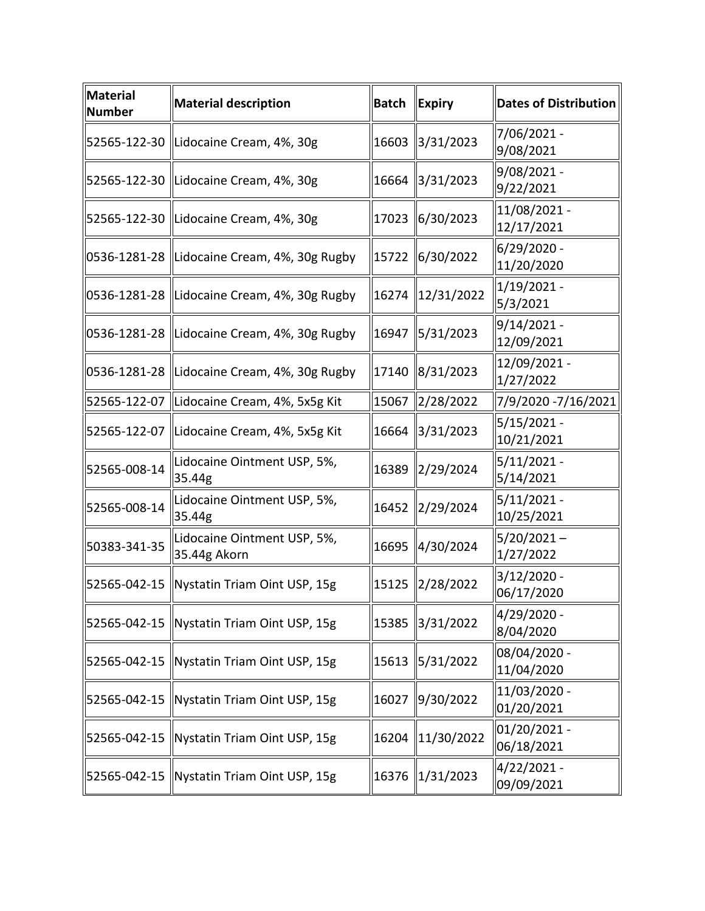| Material Number | Material description | Batch | Expiry | Dates of Distribution |
|---|---|---|---|---|
| 52565-122-30 | Lidocaine Cream, 4%, 30g | 16603 | 3/31/2023 | 7/06/2021 - 9/08/2021 |
| 52565-122-30 | Lidocaine Cream, 4%, 30g | 16664 | 3/31/2023 | 9/08/2021 - 9/22/2021 |
| 52565-122-30 | Lidocaine Cream, 4%, 30g | 17023 | 6/30/2023 | 11/08/2021 - 12/17/2021 |
| 0536-1281-28 | Lidocaine Cream, 4%, 30g Rugby | 15722 | 6/30/2022 | 6/29/2020 - 11/20/2020 |
| 0536-1281-28 | Lidocaine Cream, 4%, 30g Rugby | 16274 | 12/31/2022 | 1/19/2021 - 5/3/2021 |
| 0536-1281-28 | Lidocaine Cream, 4%, 30g Rugby | 16947 | 5/31/2023 | 9/14/2021 - 12/09/2021 |
| 0536-1281-28 | Lidocaine Cream, 4%, 30g Rugby | 17140 | 8/31/2023 | 12/09/2021 - 1/27/2022 |
| 52565-122-07 | Lidocaine Cream, 4%, 5x5g Kit | 15067 | 2/28/2022 | 7/9/2020 -7/16/2021 |
| 52565-122-07 | Lidocaine Cream, 4%, 5x5g Kit | 16664 | 3/31/2023 | 5/15/2021 - 10/21/2021 |
| 52565-008-14 | Lidocaine Ointment USP, 5%, 35.44g | 16389 | 2/29/2024 | 5/11/2021 - 5/14/2021 |
| 52565-008-14 | Lidocaine Ointment USP, 5%, 35.44g | 16452 | 2/29/2024 | 5/11/2021 - 10/25/2021 |
| 50383-341-35 | Lidocaine Ointment USP, 5%, 35.44g Akorn | 16695 | 4/30/2024 | 5/20/2021 – 1/27/2022 |
| 52565-042-15 | Nystatin Triam Oint USP, 15g | 15125 | 2/28/2022 | 3/12/2020 - 06/17/2020 |
| 52565-042-15 | Nystatin Triam Oint USP, 15g | 15385 | 3/31/2022 | 4/29/2020 - 8/04/2020 |
| 52565-042-15 | Nystatin Triam Oint USP, 15g | 15613 | 5/31/2022 | 08/04/2020 - 11/04/2020 |
| 52565-042-15 | Nystatin Triam Oint USP, 15g | 16027 | 9/30/2022 | 11/03/2020 - 01/20/2021 |
| 52565-042-15 | Nystatin Triam Oint USP, 15g | 16204 | 11/30/2022 | 01/20/2021 - 06/18/2021 |
| 52565-042-15 | Nystatin Triam Oint USP, 15g | 16376 | 1/31/2023 | 4/22/2021 - 09/09/2021 |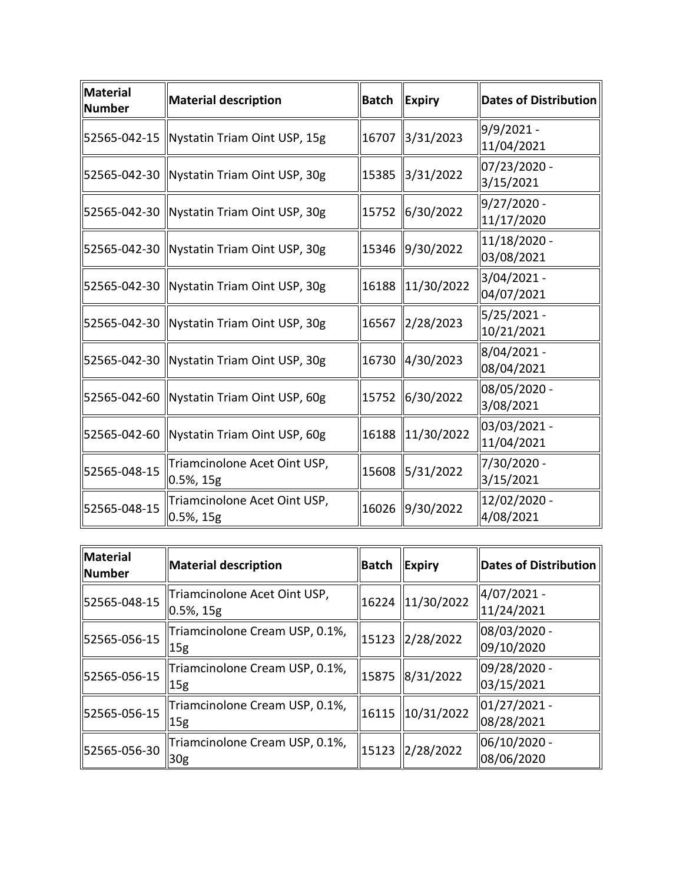| Material Number | Material description | Batch | Expiry | Dates of Distribution |
|---|---|---|---|---|
| 52565-042-15 | Nystatin Triam Oint USP, 15g | 16707 | 3/31/2023 | 9/9/2021 - 11/04/2021 |
| 52565-042-30 | Nystatin Triam Oint USP, 30g | 15385 | 3/31/2022 | 07/23/2020 - 3/15/2021 |
| 52565-042-30 | Nystatin Triam Oint USP, 30g | 15752 | 6/30/2022 | 9/27/2020 - 11/17/2020 |
| 52565-042-30 | Nystatin Triam Oint USP, 30g | 15346 | 9/30/2022 | 11/18/2020 - 03/08/2021 |
| 52565-042-30 | Nystatin Triam Oint USP, 30g | 16188 | 11/30/2022 | 3/04/2021 - 04/07/2021 |
| 52565-042-30 | Nystatin Triam Oint USP, 30g | 16567 | 2/28/2023 | 5/25/2021 - 10/21/2021 |
| 52565-042-30 | Nystatin Triam Oint USP, 30g | 16730 | 4/30/2023 | 8/04/2021 - 08/04/2021 |
| 52565-042-60 | Nystatin Triam Oint USP, 60g | 15752 | 6/30/2022 | 08/05/2020 - 3/08/2021 |
| 52565-042-60 | Nystatin Triam Oint USP, 60g | 16188 | 11/30/2022 | 03/03/2021 - 11/04/2021 |
| 52565-048-15 | Triamcinolone Acet Oint USP, 0.5%, 15g | 15608 | 5/31/2022 | 7/30/2020 - 3/15/2021 |
| 52565-048-15 | Triamcinolone Acet Oint USP, 0.5%, 15g | 16026 | 9/30/2022 | 12/02/2020 - 4/08/2021 |
| 52565-048-15 | Triamcinolone Acet Oint USP, 0.5%, 15g | 16224 | 11/30/2022 | 4/07/2021 - 11/24/2021 |
| 52565-056-15 | Triamcinolone Cream USP, 0.1%, 15g | 15123 | 2/28/2022 | 08/03/2020 - 09/10/2020 |
| 52565-056-15 | Triamcinolone Cream USP, 0.1%, 15g | 15875 | 8/31/2022 | 09/28/2020 - 03/15/2021 |
| 52565-056-15 | Triamcinolone Cream USP, 0.1%, 15g | 16115 | 10/31/2022 | 01/27/2021 - 08/28/2021 |
| 52565-056-30 | Triamcinolone Cream USP, 0.1%, 30g | 15123 | 2/28/2022 | 06/10/2020 - 08/06/2020 |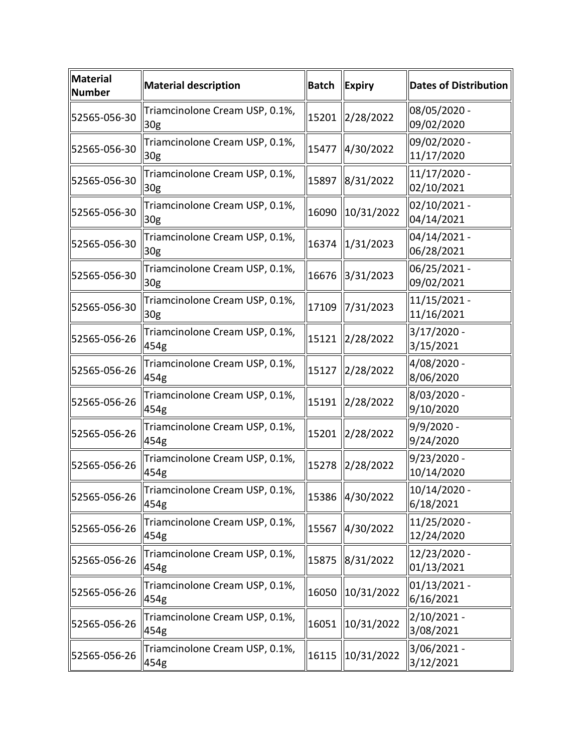| Material Number | Material description | Batch | Expiry | Dates of Distribution |
| --- | --- | --- | --- | --- |
| 52565-056-30 | Triamcinolone Cream USP, 0.1%, 30g | 15201 | 2/28/2022 | 08/05/2020 - 09/02/2020 |
| 52565-056-30 | Triamcinolone Cream USP, 0.1%, 30g | 15477 | 4/30/2022 | 09/02/2020 - 11/17/2020 |
| 52565-056-30 | Triamcinolone Cream USP, 0.1%, 30g | 15897 | 8/31/2022 | 11/17/2020 - 02/10/2021 |
| 52565-056-30 | Triamcinolone Cream USP, 0.1%, 30g | 16090 | 10/31/2022 | 02/10/2021 - 04/14/2021 |
| 52565-056-30 | Triamcinolone Cream USP, 0.1%, 30g | 16374 | 1/31/2023 | 04/14/2021 - 06/28/2021 |
| 52565-056-30 | Triamcinolone Cream USP, 0.1%, 30g | 16676 | 3/31/2023 | 06/25/2021 - 09/02/2021 |
| 52565-056-30 | Triamcinolone Cream USP, 0.1%, 30g | 17109 | 7/31/2023 | 11/15/2021 - 11/16/2021 |
| 52565-056-26 | Triamcinolone Cream USP, 0.1%, 454g | 15121 | 2/28/2022 | 3/17/2020 - 3/15/2021 |
| 52565-056-26 | Triamcinolone Cream USP, 0.1%, 454g | 15127 | 2/28/2022 | 4/08/2020 - 8/06/2020 |
| 52565-056-26 | Triamcinolone Cream USP, 0.1%, 454g | 15191 | 2/28/2022 | 8/03/2020 - 9/10/2020 |
| 52565-056-26 | Triamcinolone Cream USP, 0.1%, 454g | 15201 | 2/28/2022 | 9/9/2020 - 9/24/2020 |
| 52565-056-26 | Triamcinolone Cream USP, 0.1%, 454g | 15278 | 2/28/2022 | 9/23/2020 - 10/14/2020 |
| 52565-056-26 | Triamcinolone Cream USP, 0.1%, 454g | 15386 | 4/30/2022 | 10/14/2020 - 6/18/2021 |
| 52565-056-26 | Triamcinolone Cream USP, 0.1%, 454g | 15567 | 4/30/2022 | 11/25/2020 - 12/24/2020 |
| 52565-056-26 | Triamcinolone Cream USP, 0.1%, 454g | 15875 | 8/31/2022 | 12/23/2020 - 01/13/2021 |
| 52565-056-26 | Triamcinolone Cream USP, 0.1%, 454g | 16050 | 10/31/2022 | 01/13/2021 - 6/16/2021 |
| 52565-056-26 | Triamcinolone Cream USP, 0.1%, 454g | 16051 | 10/31/2022 | 2/10/2021 - 3/08/2021 |
| 52565-056-26 | Triamcinolone Cream USP, 0.1%, 454g | 16115 | 10/31/2022 | 3/06/2021 - 3/12/2021 |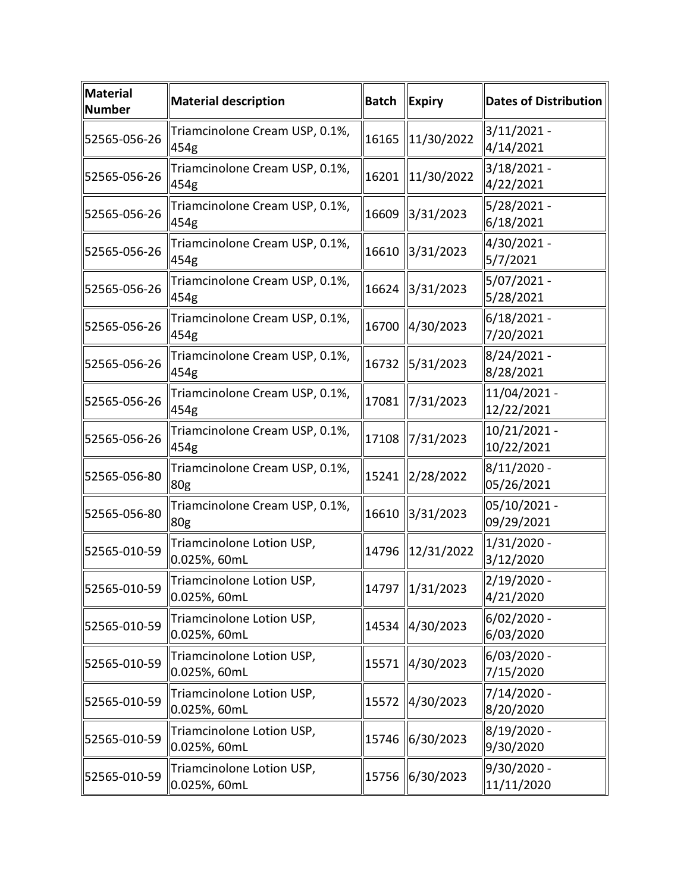| Material Number | Material description | Batch | Expiry | Dates of Distribution |
|---|---|---|---|---|
| 52565-056-26 | Triamcinolone Cream USP, 0.1%, 454g | 16165 | 11/30/2022 | 3/11/2021 - 4/14/2021 |
| 52565-056-26 | Triamcinolone Cream USP, 0.1%, 454g | 16201 | 11/30/2022 | 3/18/2021 - 4/22/2021 |
| 52565-056-26 | Triamcinolone Cream USP, 0.1%, 454g | 16609 | 3/31/2023 | 5/28/2021 - 6/18/2021 |
| 52565-056-26 | Triamcinolone Cream USP, 0.1%, 454g | 16610 | 3/31/2023 | 4/30/2021 - 5/7/2021 |
| 52565-056-26 | Triamcinolone Cream USP, 0.1%, 454g | 16624 | 3/31/2023 | 5/07/2021 - 5/28/2021 |
| 52565-056-26 | Triamcinolone Cream USP, 0.1%, 454g | 16700 | 4/30/2023 | 6/18/2021 - 7/20/2021 |
| 52565-056-26 | Triamcinolone Cream USP, 0.1%, 454g | 16732 | 5/31/2023 | 8/24/2021 - 8/28/2021 |
| 52565-056-26 | Triamcinolone Cream USP, 0.1%, 454g | 17081 | 7/31/2023 | 11/04/2021 - 12/22/2021 |
| 52565-056-26 | Triamcinolone Cream USP, 0.1%, 454g | 17108 | 7/31/2023 | 10/21/2021 - 10/22/2021 |
| 52565-056-80 | Triamcinolone Cream USP, 0.1%, 80g | 15241 | 2/28/2022 | 8/11/2020 - 05/26/2021 |
| 52565-056-80 | Triamcinolone Cream USP, 0.1%, 80g | 16610 | 3/31/2023 | 05/10/2021 - 09/29/2021 |
| 52565-010-59 | Triamcinolone Lotion USP, 0.025%, 60mL | 14796 | 12/31/2022 | 1/31/2020 - 3/12/2020 |
| 52565-010-59 | Triamcinolone Lotion USP, 0.025%, 60mL | 14797 | 1/31/2023 | 2/19/2020 - 4/21/2020 |
| 52565-010-59 | Triamcinolone Lotion USP, 0.025%, 60mL | 14534 | 4/30/2023 | 6/02/2020 - 6/03/2020 |
| 52565-010-59 | Triamcinolone Lotion USP, 0.025%, 60mL | 15571 | 4/30/2023 | 6/03/2020 - 7/15/2020 |
| 52565-010-59 | Triamcinolone Lotion USP, 0.025%, 60mL | 15572 | 4/30/2023 | 7/14/2020 - 8/20/2020 |
| 52565-010-59 | Triamcinolone Lotion USP, 0.025%, 60mL | 15746 | 6/30/2023 | 8/19/2020 - 9/30/2020 |
| 52565-010-59 | Triamcinolone Lotion USP, 0.025%, 60mL | 15756 | 6/30/2023 | 9/30/2020 - 11/11/2020 |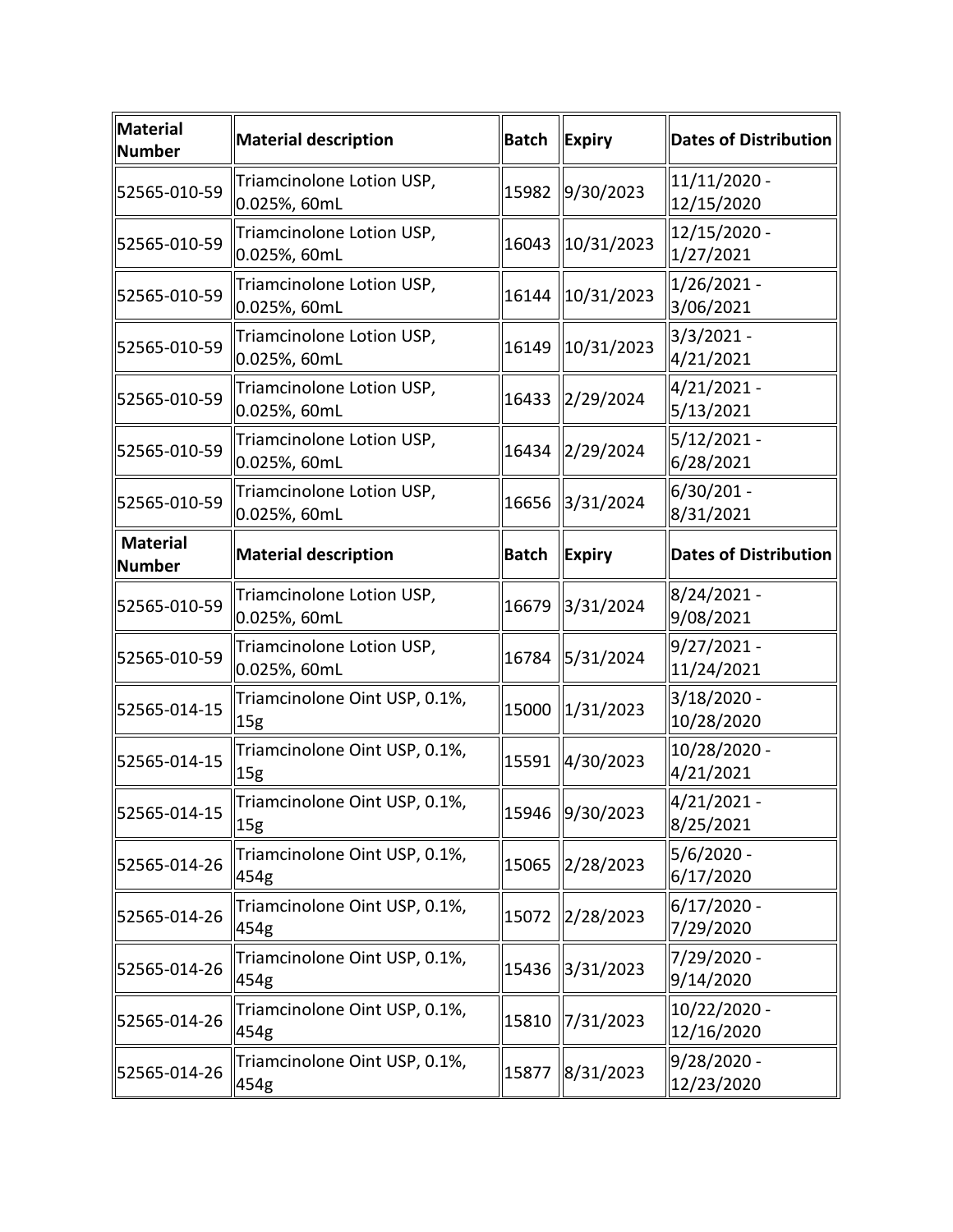| Material Number | Material description | Batch | Expiry | Dates of Distribution |
|---|---|---|---|---|
| 52565-010-59 | Triamcinolone Lotion USP, 0.025%, 60mL | 15982 | 9/30/2023 | 11/11/2020 - 12/15/2020 |
| 52565-010-59 | Triamcinolone Lotion USP, 0.025%, 60mL | 16043 | 10/31/2023 | 12/15/2020 - 1/27/2021 |
| 52565-010-59 | Triamcinolone Lotion USP, 0.025%, 60mL | 16144 | 10/31/2023 | 1/26/2021 - 3/06/2021 |
| 52565-010-59 | Triamcinolone Lotion USP, 0.025%, 60mL | 16149 | 10/31/2023 | 3/3/2021 - 4/21/2021 |
| 52565-010-59 | Triamcinolone Lotion USP, 0.025%, 60mL | 16433 | 2/29/2024 | 4/21/2021 - 5/13/2021 |
| 52565-010-59 | Triamcinolone Lotion USP, 0.025%, 60mL | 16434 | 2/29/2024 | 5/12/2021 - 6/28/2021 |
| 52565-010-59 | Triamcinolone Lotion USP, 0.025%, 60mL | 16656 | 3/31/2024 | 6/30/201 - 8/31/2021 |
| **Material Number** | **Material description** | **Batch** | **Expiry** | **Dates of Distribution** |
| 52565-010-59 | Triamcinolone Lotion USP, 0.025%, 60mL | 16679 | 3/31/2024 | 8/24/2021 - 9/08/2021 |
| 52565-010-59 | Triamcinolone Lotion USP, 0.025%, 60mL | 16784 | 5/31/2024 | 9/27/2021 - 11/24/2021 |
| 52565-014-15 | Triamcinolone Oint USP, 0.1%, 15g | 15000 | 1/31/2023 | 3/18/2020 - 10/28/2020 |
| 52565-014-15 | Triamcinolone Oint USP, 0.1%, 15g | 15591 | 4/30/2023 | 10/28/2020 - 4/21/2021 |
| 52565-014-15 | Triamcinolone Oint USP, 0.1%, 15g | 15946 | 9/30/2023 | 4/21/2021 - 8/25/2021 |
| 52565-014-26 | Triamcinolone Oint USP, 0.1%, 454g | 15065 | 2/28/2023 | 5/6/2020 - 6/17/2020 |
| 52565-014-26 | Triamcinolone Oint USP, 0.1%, 454g | 15072 | 2/28/2023 | 6/17/2020 - 7/29/2020 |
| 52565-014-26 | Triamcinolone Oint USP, 0.1%, 454g | 15436 | 3/31/2023 | 7/29/2020 - 9/14/2020 |
| 52565-014-26 | Triamcinolone Oint USP, 0.1%, 454g | 15810 | 7/31/2023 | 10/22/2020 - 12/16/2020 |
| 52565-014-26 | Triamcinolone Oint USP, 0.1%, 454g | 15877 | 8/31/2023 | 9/28/2020 - 12/23/2020 |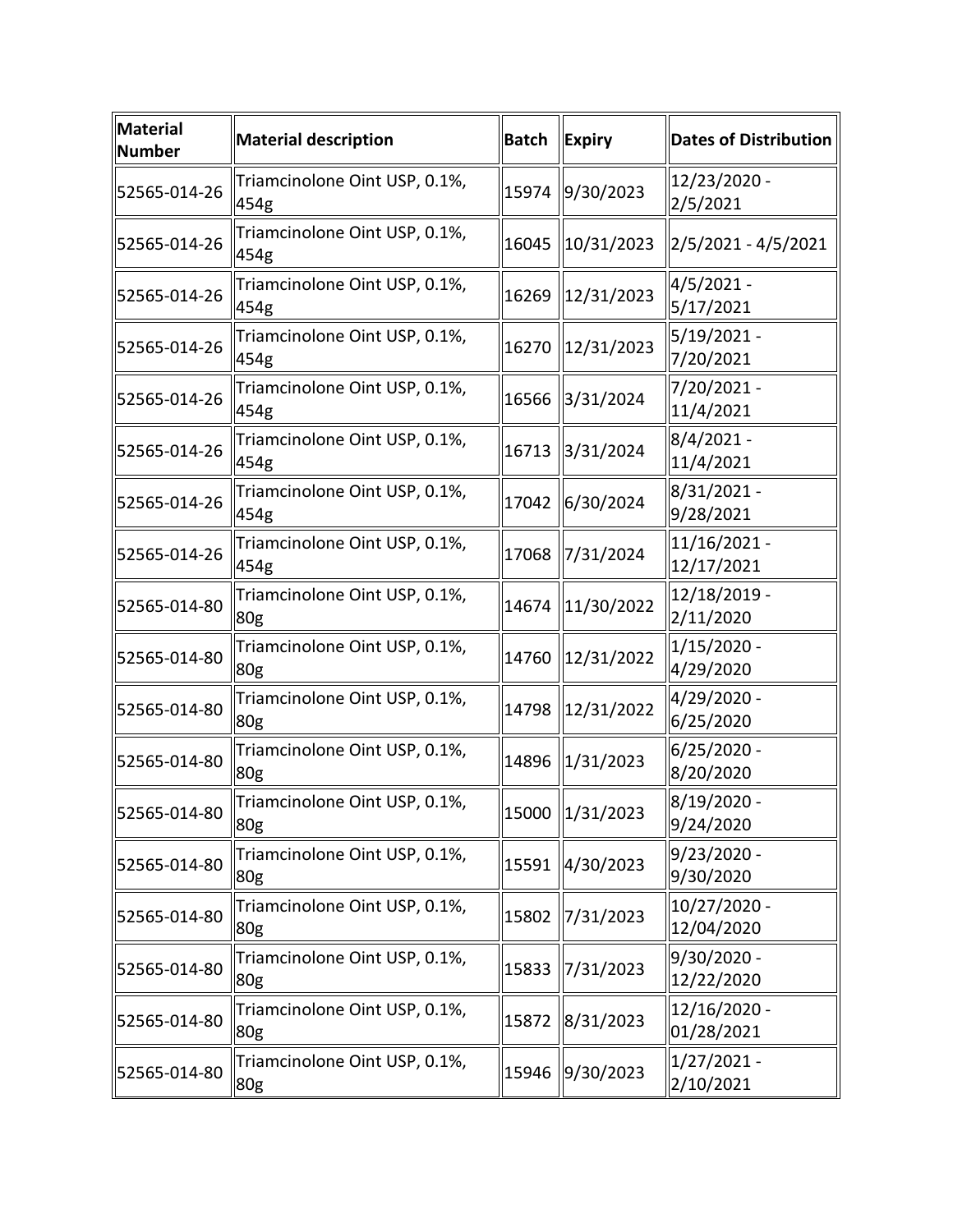| Material Number | Material description | Batch | Expiry | Dates of Distribution |
|---|---|---|---|---|
| 52565-014-26 | Triamcinolone Oint USP, 0.1%, 454g | 15974 | 9/30/2023 | 12/23/2020 - 2/5/2021 |
| 52565-014-26 | Triamcinolone Oint USP, 0.1%, 454g | 16045 | 10/31/2023 | 2/5/2021 - 4/5/2021 |
| 52565-014-26 | Triamcinolone Oint USP, 0.1%, 454g | 16269 | 12/31/2023 | 4/5/2021 - 5/17/2021 |
| 52565-014-26 | Triamcinolone Oint USP, 0.1%, 454g | 16270 | 12/31/2023 | 5/19/2021 - 7/20/2021 |
| 52565-014-26 | Triamcinolone Oint USP, 0.1%, 454g | 16566 | 3/31/2024 | 7/20/2021 - 11/4/2021 |
| 52565-014-26 | Triamcinolone Oint USP, 0.1%, 454g | 16713 | 3/31/2024 | 8/4/2021 - 11/4/2021 |
| 52565-014-26 | Triamcinolone Oint USP, 0.1%, 454g | 17042 | 6/30/2024 | 8/31/2021 - 9/28/2021 |
| 52565-014-26 | Triamcinolone Oint USP, 0.1%, 454g | 17068 | 7/31/2024 | 11/16/2021 - 12/17/2021 |
| 52565-014-80 | Triamcinolone Oint USP, 0.1%, 80g | 14674 | 11/30/2022 | 12/18/2019 - 2/11/2020 |
| 52565-014-80 | Triamcinolone Oint USP, 0.1%, 80g | 14760 | 12/31/2022 | 1/15/2020 - 4/29/2020 |
| 52565-014-80 | Triamcinolone Oint USP, 0.1%, 80g | 14798 | 12/31/2022 | 4/29/2020 - 6/25/2020 |
| 52565-014-80 | Triamcinolone Oint USP, 0.1%, 80g | 14896 | 1/31/2023 | 6/25/2020 - 8/20/2020 |
| 52565-014-80 | Triamcinolone Oint USP, 0.1%, 80g | 15000 | 1/31/2023 | 8/19/2020 - 9/24/2020 |
| 52565-014-80 | Triamcinolone Oint USP, 0.1%, 80g | 15591 | 4/30/2023 | 9/23/2020 - 9/30/2020 |
| 52565-014-80 | Triamcinolone Oint USP, 0.1%, 80g | 15802 | 7/31/2023 | 10/27/2020 - 12/04/2020 |
| 52565-014-80 | Triamcinolone Oint USP, 0.1%, 80g | 15833 | 7/31/2023 | 9/30/2020 - 12/22/2020 |
| 52565-014-80 | Triamcinolone Oint USP, 0.1%, 80g | 15872 | 8/31/2023 | 12/16/2020 - 01/28/2021 |
| 52565-014-80 | Triamcinolone Oint USP, 0.1%, 80g | 15946 | 9/30/2023 | 1/27/2021 - 2/10/2021 |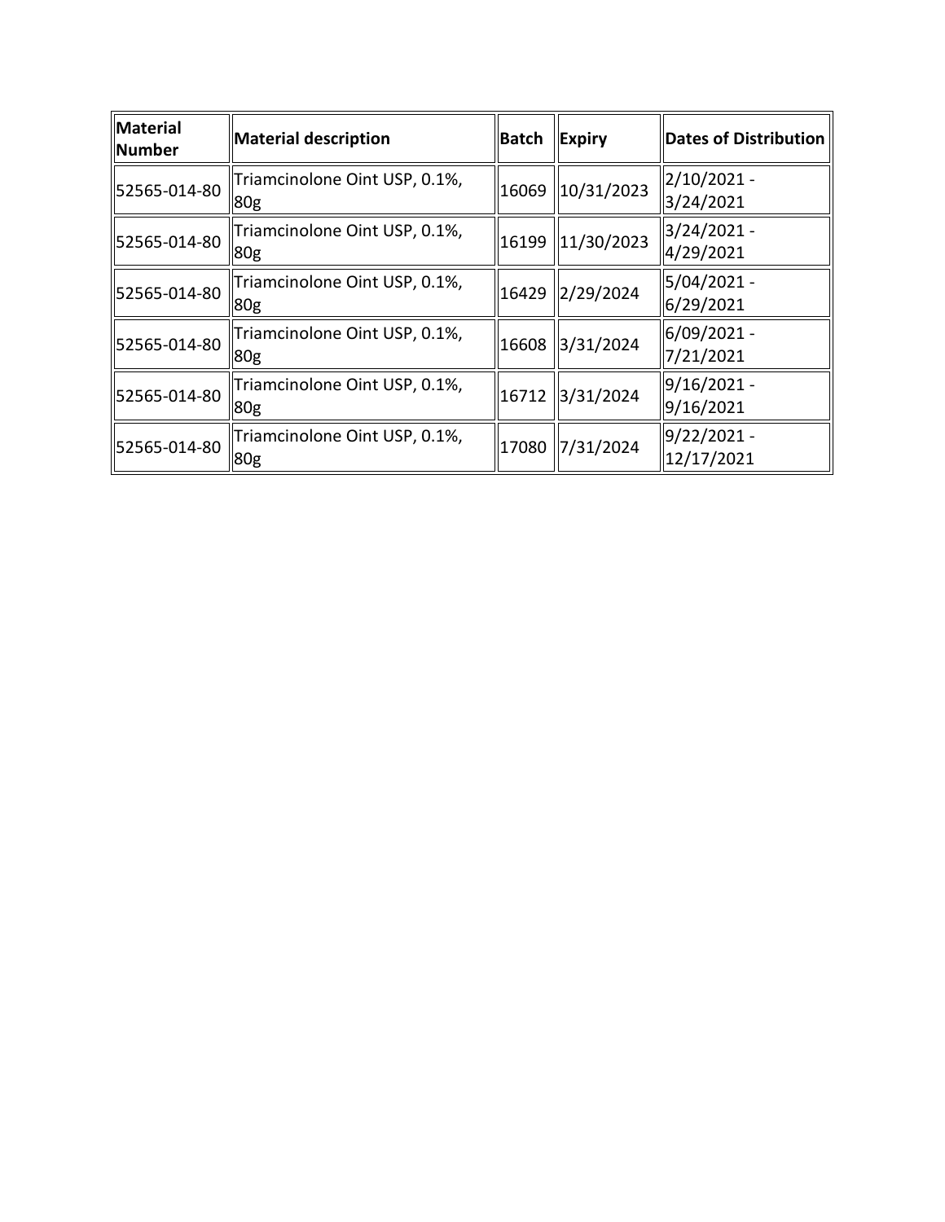| Material Number | Material description | Batch | Expiry | Dates of Distribution |
|---|---|---|---|---|
| 52565-014-80 | Triamcinolone Oint USP, 0.1%, 80g | 16069 | 10/31/2023 | 2/10/2021 - 3/24/2021 |
| 52565-014-80 | Triamcinolone Oint USP, 0.1%, 80g | 16199 | 11/30/2023 | 3/24/2021 - 4/29/2021 |
| 52565-014-80 | Triamcinolone Oint USP, 0.1%, 80g | 16429 | 2/29/2024 | 5/04/2021 - 6/29/2021 |
| 52565-014-80 | Triamcinolone Oint USP, 0.1%, 80g | 16608 | 3/31/2024 | 6/09/2021 - 7/21/2021 |
| 52565-014-80 | Triamcinolone Oint USP, 0.1%, 80g | 16712 | 3/31/2024 | 9/16/2021 - 9/16/2021 |
| 52565-014-80 | Triamcinolone Oint USP, 0.1%, 80g | 17080 | 7/31/2024 | 9/22/2021 - 12/17/2021 |